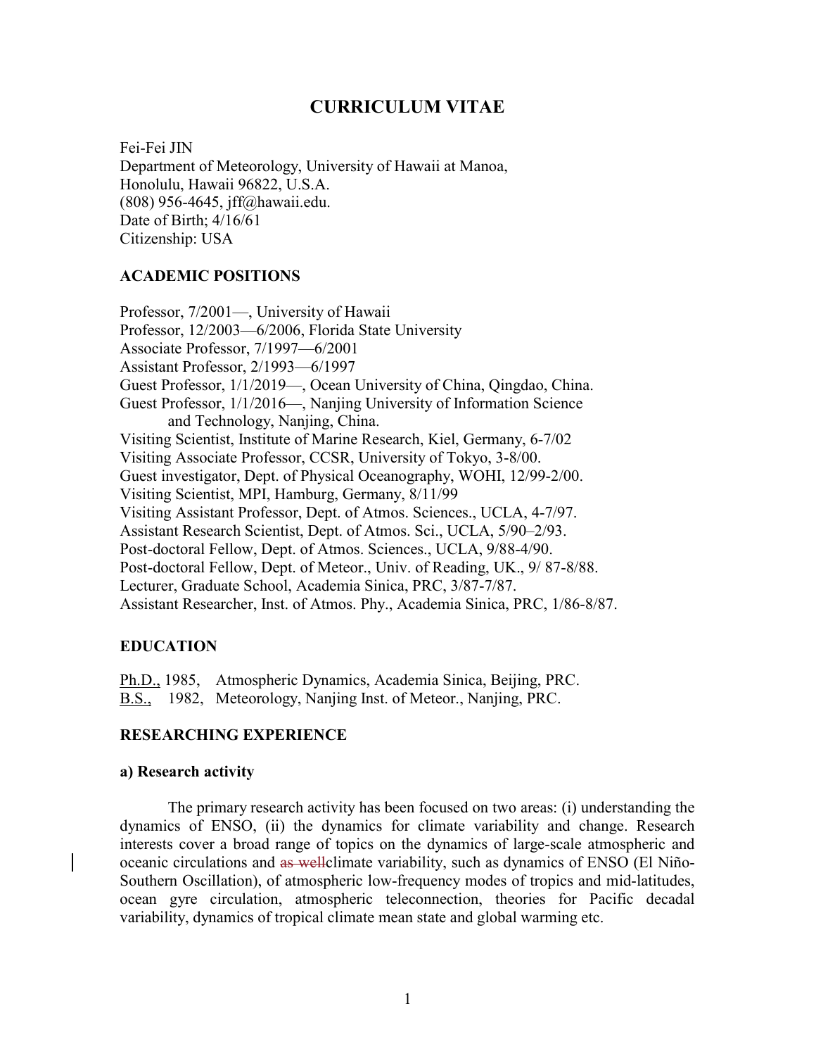# CURRICULUM VITAE

Fei-Fei JIN
Department of Meteorology, University of Hawaii at Manoa,
Honolulu, Hawaii 96822, U.S.A.
(808) 956-4645, jff@hawaii.edu.
Date of Birth; 4/16/61
Citizenship: USA

## ACADEMIC POSITIONS

Professor, 7/2001—, University of Hawaii
Professor, 12/2003—6/2006, Florida State University
Associate Professor, 7/1997—6/2001
Assistant Professor, 2/1993—6/1997
Guest Professor, 1/1/2019—, Ocean University of China, Qingdao, China.
Guest Professor, 1/1/2016—, Nanjing University of Information Science and Technology, Nanjing, China.
Visiting Scientist, Institute of Marine Research, Kiel, Germany, 6-7/02
Visiting Associate Professor, CCSR, University of Tokyo, 3-8/00.
Guest investigator, Dept. of Physical Oceanography, WOHI, 12/99-2/00.
Visiting Scientist, MPI, Hamburg, Germany, 8/11/99
Visiting Assistant Professor, Dept. of Atmos. Sciences., UCLA, 4-7/97.
Assistant Research Scientist, Dept. of Atmos. Sci., UCLA, 5/90–2/93.
Post-doctoral Fellow, Dept. of Atmos. Sciences., UCLA, 9/88-4/90.
Post-doctoral Fellow, Dept. of Meteor., Univ. of Reading, UK., 9/ 87-8/88.
Lecturer, Graduate School, Academia Sinica, PRC, 3/87-7/87.
Assistant Researcher, Inst. of Atmos. Phy., Academia Sinica, PRC, 1/86-8/87.

## EDUCATION

Ph.D., 1985, Atmospheric Dynamics, Academia Sinica, Beijing, PRC.
B.S., 1982, Meteorology, Nanjing Inst. of Meteor., Nanjing, PRC.

## RESEARCHING EXPERIENCE

### a) Research activity

The primary research activity has been focused on two areas: (i) understanding the dynamics of ENSO, (ii) the dynamics for climate variability and change. Research interests cover a broad range of topics on the dynamics of large-scale atmospheric and oceanic circulations and ~~as well~~climate variability, such as dynamics of ENSO (El Niño-Southern Oscillation), of atmospheric low-frequency modes of tropics and mid-latitudes, ocean gyre circulation, atmospheric teleconnection, theories for Pacific decadal variability, dynamics of tropical climate mean state and global warming etc.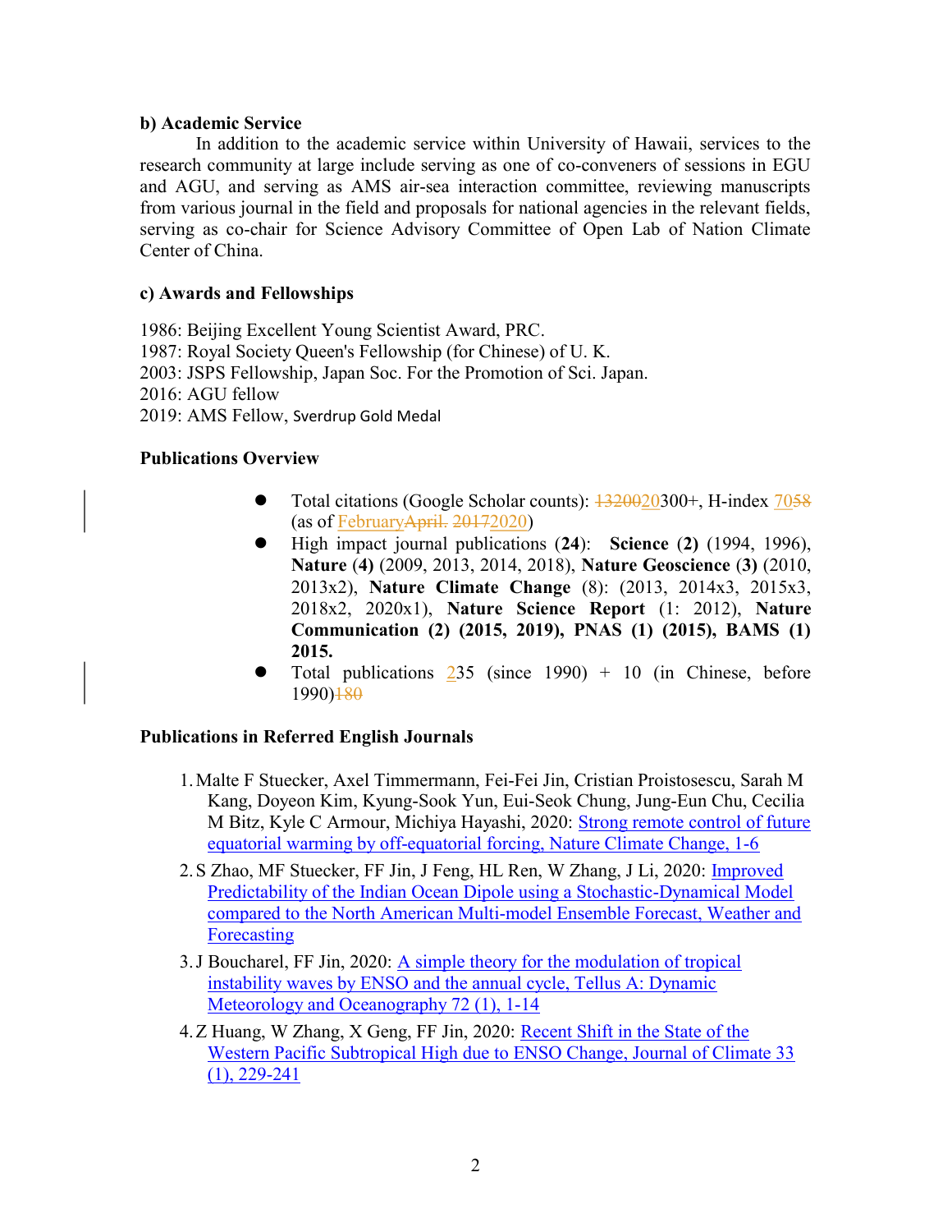**b) Academic Service**

In addition to the academic service within University of Hawaii, services to the research community at large include serving as one of co-conveners of sessions in EGU and AGU, and serving as AMS air-sea interaction committee, reviewing manuscripts from various journal in the field and proposals for national agencies in the relevant fields, serving as co-chair for Science Advisory Committee of Open Lab of Nation Climate Center of China.

**c) Awards and Fellowships**

1986: Beijing Excellent Young Scientist Award, PRC.
1987: Royal Society Queen's Fellowship (for Chinese) of U. K.
2003: JSPS Fellowship, Japan Soc. For the Promotion of Sci. Japan.
2016: AGU fellow
2019: AMS Fellow, Sverdrup Gold Medal

**Publications Overview**

- Total citations (Google Scholar counts): ~~13200~~20300+, H-index 70~~58~~ (as of February~~April.~~ ~~2017~~2020)
- High impact journal publications (**24**): **Science** (**2**) (1994, 1996), **Nature** (**4**) (2009, 2013, 2014, 2018), **Nature Geoscience** (**3**) (2010, 2013x2), **Nature Climate Change** (8): (2013, 2014x3, 2015x3, 2018x2, 2020x1), **Nature Science Report** (1: 2012), **Nature Communication (2) (2015, 2019), PNAS (1) (2015), BAMS (1) 2015.**
- Total publications 235 (since 1990) + 10 (in Chinese, before 1990)~~180~~

**Publications in Referred English Journals**

1. Malte F Stuecker, Axel Timmermann, Fei-Fei Jin, Cristian Proistosescu, Sarah M Kang, Doyeon Kim, Kyung-Sook Yun, Eui-Seok Chung, Jung-Eun Chu, Cecilia M Bitz, Kyle C Armour, Michiya Hayashi, 2020: Strong remote control of future equatorial warming by off-equatorial forcing, Nature Climate Change, 1-6
2. S Zhao, MF Stuecker, FF Jin, J Feng, HL Ren, W Zhang, J Li, 2020: Improved Predictability of the Indian Ocean Dipole using a Stochastic-Dynamical Model compared to the North American Multi-model Ensemble Forecast, Weather and Forecasting
3. J Boucharel, FF Jin, 2020: A simple theory for the modulation of tropical instability waves by ENSO and the annual cycle, Tellus A: Dynamic Meteorology and Oceanography 72 (1), 1-14
4. Z Huang, W Zhang, X Geng, FF Jin, 2020: Recent Shift in the State of the Western Pacific Subtropical High due to ENSO Change, Journal of Climate 33 (1), 229-241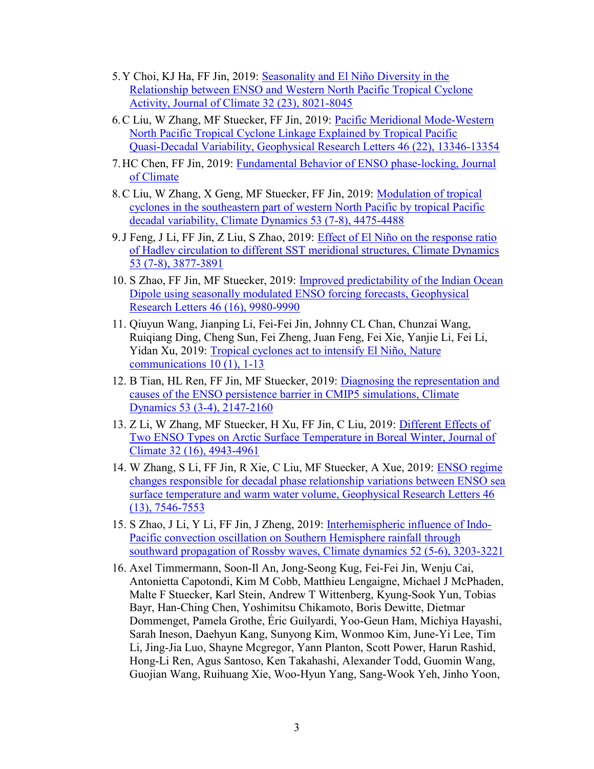5. Y Choi, KJ Ha, FF Jin, 2019: Seasonality and El Niño Diversity in the Relationship between ENSO and Western North Pacific Tropical Cyclone Activity, Journal of Climate 32 (23), 8021-8045
6. C Liu, W Zhang, MF Stuecker, FF Jin, 2019: Pacific Meridional Mode-Western North Pacific Tropical Cyclone Linkage Explained by Tropical Pacific Quasi-Decadal Variability, Geophysical Research Letters 46 (22), 13346-13354
7. HC Chen, FF Jin, 2019: Fundamental Behavior of ENSO phase-locking, Journal of Climate
8. C Liu, W Zhang, X Geng, MF Stuecker, FF Jin, 2019: Modulation of tropical cyclones in the southeastern part of western North Pacific by tropical Pacific decadal variability, Climate Dynamics 53 (7-8), 4475-4488
9. J Feng, J Li, FF Jin, Z Liu, S Zhao, 2019: Effect of El Niño on the response ratio of Hadley circulation to different SST meridional structures, Climate Dynamics 53 (7-8), 3877-3891
10. S Zhao, FF Jin, MF Stuecker, 2019: Improved predictability of the Indian Ocean Dipole using seasonally modulated ENSO forcing forecasts, Geophysical Research Letters 46 (16), 9980-9990
11. Qiuyun Wang, Jianping Li, Fei-Fei Jin, Johnny CL Chan, Chunzai Wang, Ruiqiang Ding, Cheng Sun, Fei Zheng, Juan Feng, Fei Xie, Yanjie Li, Fei Li, Yidan Xu, 2019: Tropical cyclones act to intensify El Niño, Nature communications 10 (1), 1-13
12. B Tian, HL Ren, FF Jin, MF Stuecker, 2019: Diagnosing the representation and causes of the ENSO persistence barrier in CMIP5 simulations, Climate Dynamics 53 (3-4), 2147-2160
13. Z Li, W Zhang, MF Stuecker, H Xu, FF Jin, C Liu, 2019: Different Effects of Two ENSO Types on Arctic Surface Temperature in Boreal Winter, Journal of Climate 32 (16), 4943-4961
14. W Zhang, S Li, FF Jin, R Xie, C Liu, MF Stuecker, A Xue, 2019: ENSO regime changes responsible for decadal phase relationship variations between ENSO sea surface temperature and warm water volume, Geophysical Research Letters 46 (13), 7546-7553
15. S Zhao, J Li, Y Li, FF Jin, J Zheng, 2019: Interhemispheric influence of Indo-Pacific convection oscillation on Southern Hemisphere rainfall through southward propagation of Rossby waves, Climate dynamics 52 (5-6), 3203-3221
16. Axel Timmermann, Soon-Il An, Jong-Seong Kug, Fei-Fei Jin, Wenju Cai, Antonietta Capotondi, Kim M Cobb, Matthieu Lengaigne, Michael J McPhaden, Malte F Stuecker, Karl Stein, Andrew T Wittenberg, Kyung-Sook Yun, Tobias Bayr, Han-Ching Chen, Yoshimitsu Chikamoto, Boris Dewitte, Dietmar Dommenget, Pamela Grothe, Éric Guilyardi, Yoo-Geun Ham, Michiya Hayashi, Sarah Ineson, Daehyun Kang, Sunyong Kim, Wonmoo Kim, June-Yi Lee, Tim Li, Jing-Jia Luo, Shayne Mcgregor, Yann Planton, Scott Power, Harun Rashid, Hong-Li Ren, Agus Santoso, Ken Takahashi, Alexander Todd, Guomin Wang, Guojian Wang, Ruihuang Xie, Woo-Hyun Yang, Sang-Wook Yeh, Jinho Yoon,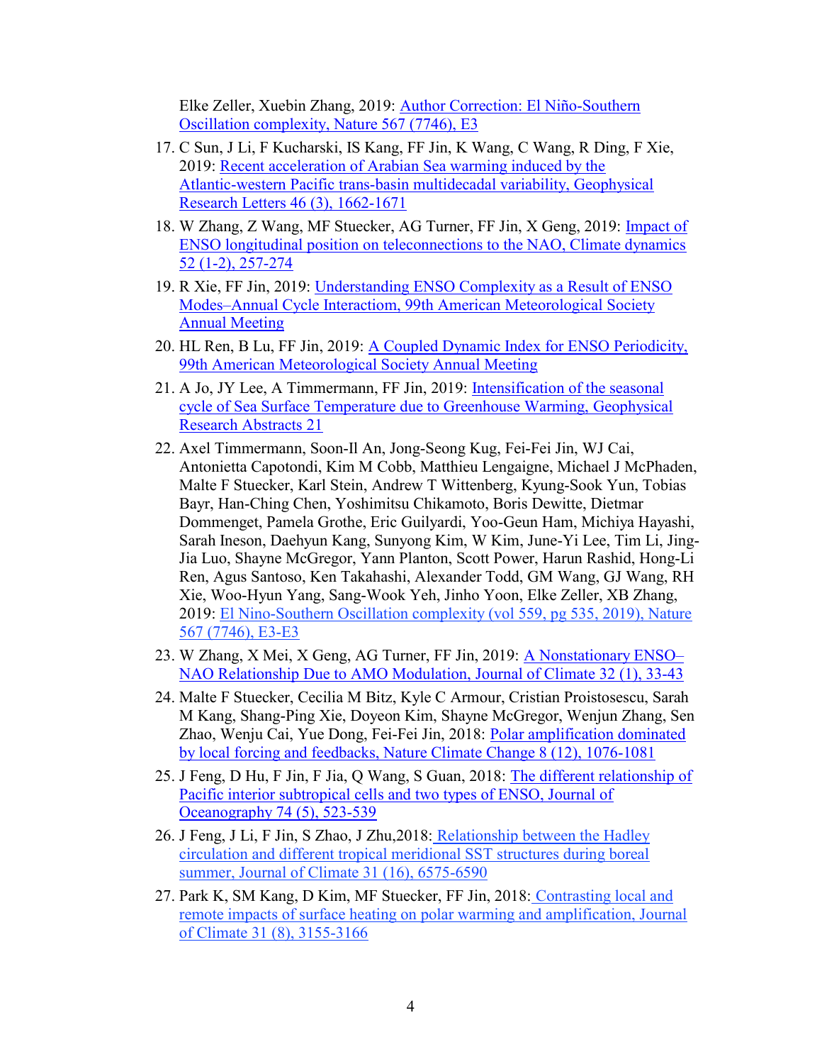Elke Zeller, Xuebin Zhang, 2019: [Author Correction: El Niño-Southern Oscillation complexity, Nature 567 (7746), E3]

17. C Sun, J Li, F Kucharski, IS Kang, FF Jin, K Wang, C Wang, R Ding, F Xie, 2019: [Recent acceleration of Arabian Sea warming induced by the Atlantic-western Pacific trans-basin multidecadal variability, Geophysical Research Letters 46 (3), 1662-1671]
18. W Zhang, Z Wang, MF Stuecker, AG Turner, FF Jin, X Geng, 2019: [Impact of ENSO longitudinal position on teleconnections to the NAO, Climate dynamics 52 (1-2), 257-274]
19. R Xie, FF Jin, 2019: [Understanding ENSO Complexity as a Result of ENSO Modes–Annual Cycle Interactiom, 99th American Meteorological Society Annual Meeting]
20. HL Ren, B Lu, FF Jin, 2019: [A Coupled Dynamic Index for ENSO Periodicity, 99th American Meteorological Society Annual Meeting]
21. A Jo, JY Lee, A Timmermann, FF Jin, 2019: [Intensification of the seasonal cycle of Sea Surface Temperature due to Greenhouse Warming, Geophysical Research Abstracts 21]
22. Axel Timmermann, Soon-Il An, Jong-Seong Kug, Fei-Fei Jin, WJ Cai, Antonietta Capotondi, Kim M Cobb, Matthieu Lengaigne, Michael J McPhaden, Malte F Stuecker, Karl Stein, Andrew T Wittenberg, Kyung-Sook Yun, Tobias Bayr, Han-Ching Chen, Yoshimitsu Chikamoto, Boris Dewitte, Dietmar Dommenget, Pamela Grothe, Eric Guilyardi, Yoo-Geun Ham, Michiya Hayashi, Sarah Ineson, Daehyun Kang, Sunyong Kim, W Kim, June-Yi Lee, Tim Li, Jing-Jia Luo, Shayne McGregor, Yann Planton, Scott Power, Harun Rashid, Hong-Li Ren, Agus Santoso, Ken Takahashi, Alexander Todd, GM Wang, GJ Wang, RH Xie, Woo-Hyun Yang, Sang-Wook Yeh, Jinho Yoon, Elke Zeller, XB Zhang, 2019: [El Nino-Southern Oscillation complexity (vol 559, pg 535, 2019), Nature 567 (7746), E3-E3]
23. W Zhang, X Mei, X Geng, AG Turner, FF Jin, 2019: [A Nonstationary ENSO–NAO Relationship Due to AMO Modulation, Journal of Climate 32 (1), 33-43]
24. Malte F Stuecker, Cecilia M Bitz, Kyle C Armour, Cristian Proistosescu, Sarah M Kang, Shang-Ping Xie, Doyeon Kim, Shayne McGregor, Wenjun Zhang, Sen Zhao, Wenju Cai, Yue Dong, Fei-Fei Jin, 2018: [Polar amplification dominated by local forcing and feedbacks, Nature Climate Change 8 (12), 1076-1081]
25. J Feng, D Hu, F Jin, F Jia, Q Wang, S Guan, 2018: [The different relationship of Pacific interior subtropical cells and two types of ENSO, Journal of Oceanography 74 (5), 523-539]
26. J Feng, J Li, F Jin, S Zhao, J Zhu,2018: [Relationship between the Hadley circulation and different tropical meridional SST structures during boreal summer, Journal of Climate 31 (16), 6575-6590]
27. Park K, SM Kang, D Kim, MF Stuecker, FF Jin, 2018: [Contrasting local and remote impacts of surface heating on polar warming and amplification, Journal of Climate 31 (8), 3155-3166]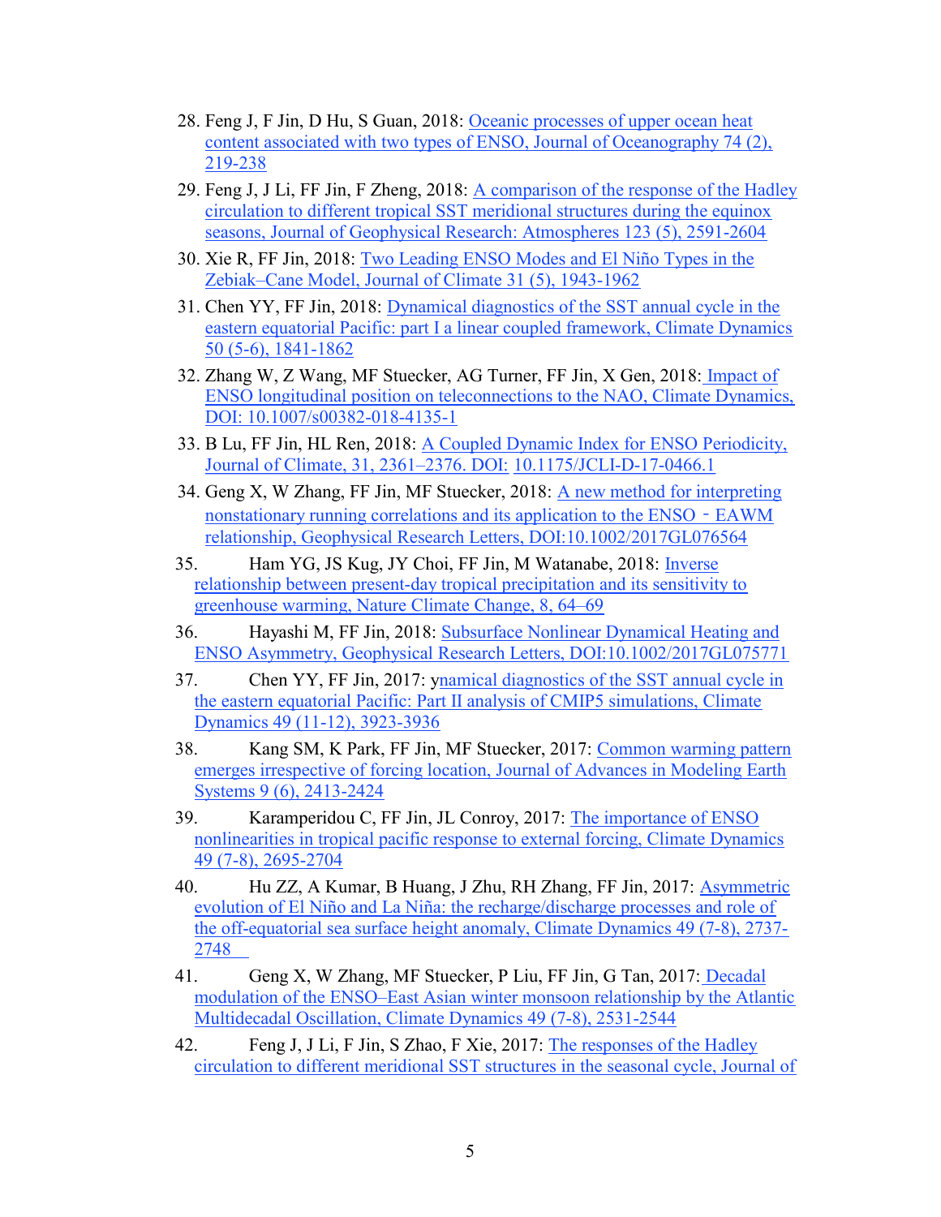28. Feng J, F Jin, D Hu, S Guan, 2018: Oceanic processes of upper ocean heat content associated with two types of ENSO, Journal of Oceanography 74 (2), 219-238
29. Feng J, J Li, FF Jin, F Zheng, 2018: A comparison of the response of the Hadley circulation to different tropical SST meridional structures during the equinox seasons, Journal of Geophysical Research: Atmospheres 123 (5), 2591-2604
30. Xie R, FF Jin, 2018: Two Leading ENSO Modes and El Niño Types in the Zebiak–Cane Model, Journal of Climate 31 (5), 1943-1962
31. Chen YY, FF Jin, 2018: Dynamical diagnostics of the SST annual cycle in the eastern equatorial Pacific: part I a linear coupled framework, Climate Dynamics 50 (5-6), 1841-1862
32. Zhang W, Z Wang, MF Stuecker, AG Turner, FF Jin, X Gen, 2018: Impact of ENSO longitudinal position on teleconnections to the NAO, Climate Dynamics, DOI: 10.1007/s00382-018-4135-1
33. B Lu, FF Jin, HL Ren, 2018: A Coupled Dynamic Index for ENSO Periodicity, Journal of Climate, 31, 2361–2376. DOI: 10.1175/JCLI-D-17-0466.1
34. Geng X, W Zhang, FF Jin, MF Stuecker, 2018: A new method for interpreting nonstationary running correlations and its application to the ENSO - EAWM relationship, Geophysical Research Letters, DOI:10.1002/2017GL076564
35. Ham YG, JS Kug, JY Choi, FF Jin, M Watanabe, 2018: Inverse relationship between present-day tropical precipitation and its sensitivity to greenhouse warming, Nature Climate Change, 8, 64–69
36. Hayashi M, FF Jin, 2018: Subsurface Nonlinear Dynamical Heating and ENSO Asymmetry, Geophysical Research Letters, DOI:10.1002/2017GL075771
37. Chen YY, FF Jin, 2017: ynamical diagnostics of the SST annual cycle in the eastern equatorial Pacific: Part II analysis of CMIP5 simulations, Climate Dynamics 49 (11-12), 3923-3936
38. Kang SM, K Park, FF Jin, MF Stuecker, 2017: Common warming pattern emerges irrespective of forcing location, Journal of Advances in Modeling Earth Systems 9 (6), 2413-2424
39. Karamperidou C, FF Jin, JL Conroy, 2017: The importance of ENSO nonlinearities in tropical pacific response to external forcing, Climate Dynamics 49 (7-8), 2695-2704
40. Hu ZZ, A Kumar, B Huang, J Zhu, RH Zhang, FF Jin, 2017: Asymmetric evolution of El Niño and La Niña: the recharge/discharge processes and role of the off-equatorial sea surface height anomaly, Climate Dynamics 49 (7-8), 2737-2748
41. Geng X, W Zhang, MF Stuecker, P Liu, FF Jin, G Tan, 2017: Decadal modulation of the ENSO–East Asian winter monsoon relationship by the Atlantic Multidecadal Oscillation, Climate Dynamics 49 (7-8), 2531-2544
42. Feng J, J Li, F Jin, S Zhao, F Xie, 2017: The responses of the Hadley circulation to different meridional SST structures in the seasonal cycle, Journal of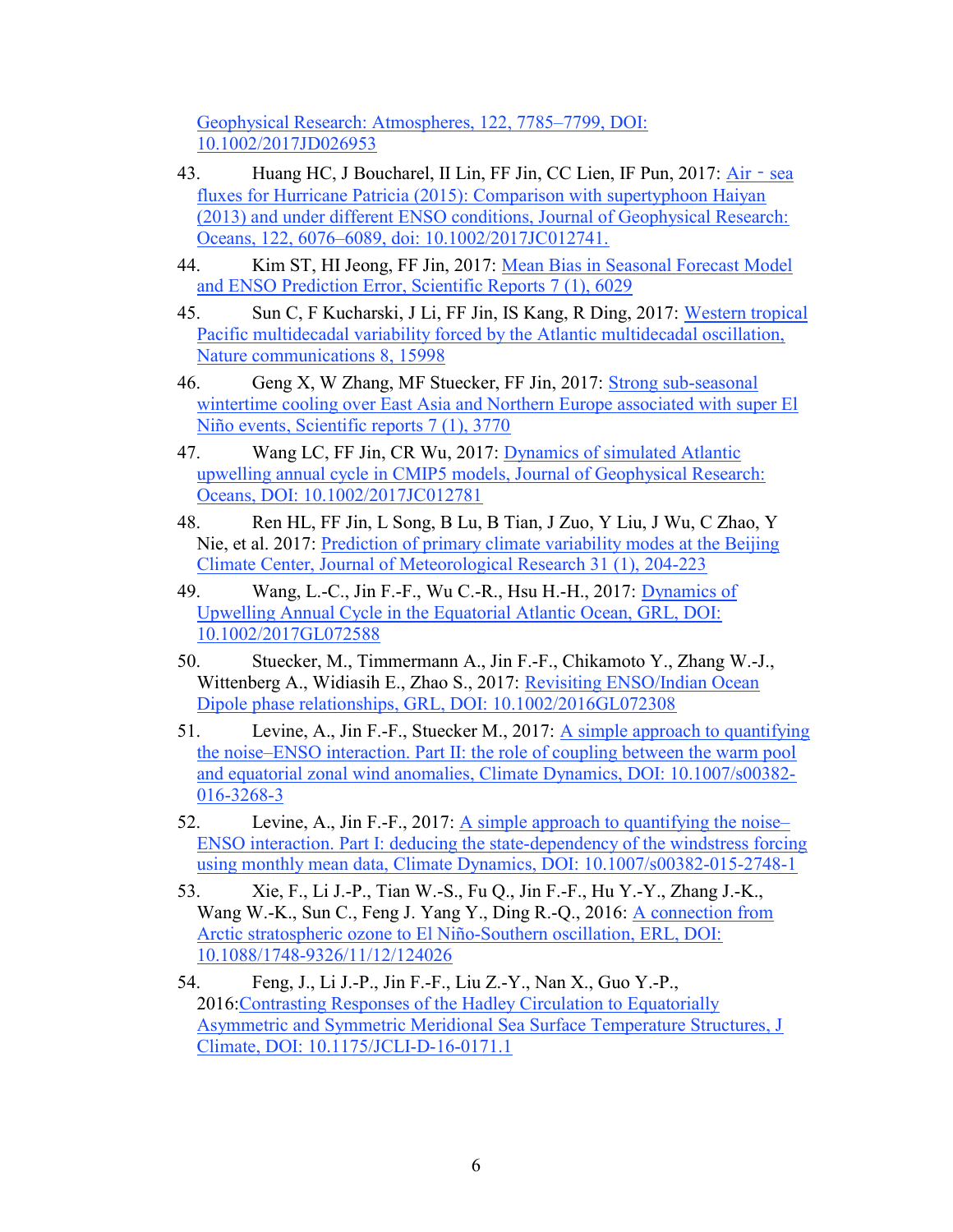Geophysical Research: Atmospheres, 122, 7785–7799, DOI: 10.1002/2017JD026953

43. Huang HC, J Boucharel, II Lin, FF Jin, CC Lien, IF Pun, 2017: Air‐sea fluxes for Hurricane Patricia (2015): Comparison with supertyphoon Haiyan (2013) and under different ENSO conditions, Journal of Geophysical Research: Oceans, 122, 6076–6089, doi: 10.1002/2017JC012741.

44. Kim ST, HI Jeong, FF Jin, 2017: Mean Bias in Seasonal Forecast Model and ENSO Prediction Error, Scientific Reports 7 (1), 6029

45. Sun C, F Kucharski, J Li, FF Jin, IS Kang, R Ding, 2017: Western tropical Pacific multidecadal variability forced by the Atlantic multidecadal oscillation, Nature communications 8, 15998

46. Geng X, W Zhang, MF Stuecker, FF Jin, 2017: Strong sub-seasonal wintertime cooling over East Asia and Northern Europe associated with super El Niño events, Scientific reports 7 (1), 3770

47. Wang LC, FF Jin, CR Wu, 2017: Dynamics of simulated Atlantic upwelling annual cycle in CMIP5 models, Journal of Geophysical Research: Oceans, DOI: 10.1002/2017JC012781

48. Ren HL, FF Jin, L Song, B Lu, B Tian, J Zuo, Y Liu, J Wu, C Zhao, Y Nie, et al. 2017: Prediction of primary climate variability modes at the Beijing Climate Center, Journal of Meteorological Research 31 (1), 204-223

49. Wang, L.-C., Jin F.-F., Wu C.-R., Hsu H.-H., 2017: Dynamics of Upwelling Annual Cycle in the Equatorial Atlantic Ocean, GRL, DOI: 10.1002/2017GL072588

50. Stuecker, M., Timmermann A., Jin F.-F., Chikamoto Y., Zhang W.-J., Wittenberg A., Widiasih E., Zhao S., 2017: Revisiting ENSO/Indian Ocean Dipole phase relationships, GRL, DOI: 10.1002/2016GL072308

51. Levine, A., Jin F.-F., Stuecker M., 2017: A simple approach to quantifying the noise–ENSO interaction. Part II: the role of coupling between the warm pool and equatorial zonal wind anomalies, Climate Dynamics, DOI: 10.1007/s00382-016-3268-3

52. Levine, A., Jin F.-F., 2017: A simple approach to quantifying the noise–ENSO interaction. Part I: deducing the state-dependency of the windstress forcing using monthly mean data, Climate Dynamics, DOI: 10.1007/s00382-015-2748-1

53. Xie, F., Li J.-P., Tian W.-S., Fu Q., Jin F.-F., Hu Y.-Y., Zhang J.-K., Wang W.-K., Sun C., Feng J. Yang Y., Ding R.-Q., 2016: A connection from Arctic stratospheric ozone to El Niño-Southern oscillation, ERL, DOI: 10.1088/1748-9326/11/12/124026

54. Feng, J., Li J.-P., Jin F.-F., Liu Z.-Y., Nan X., Guo Y.-P., 2016:Contrasting Responses of the Hadley Circulation to Equatorially Asymmetric and Symmetric Meridional Sea Surface Temperature Structures, J Climate, DOI: 10.1175/JCLI-D-16-0171.1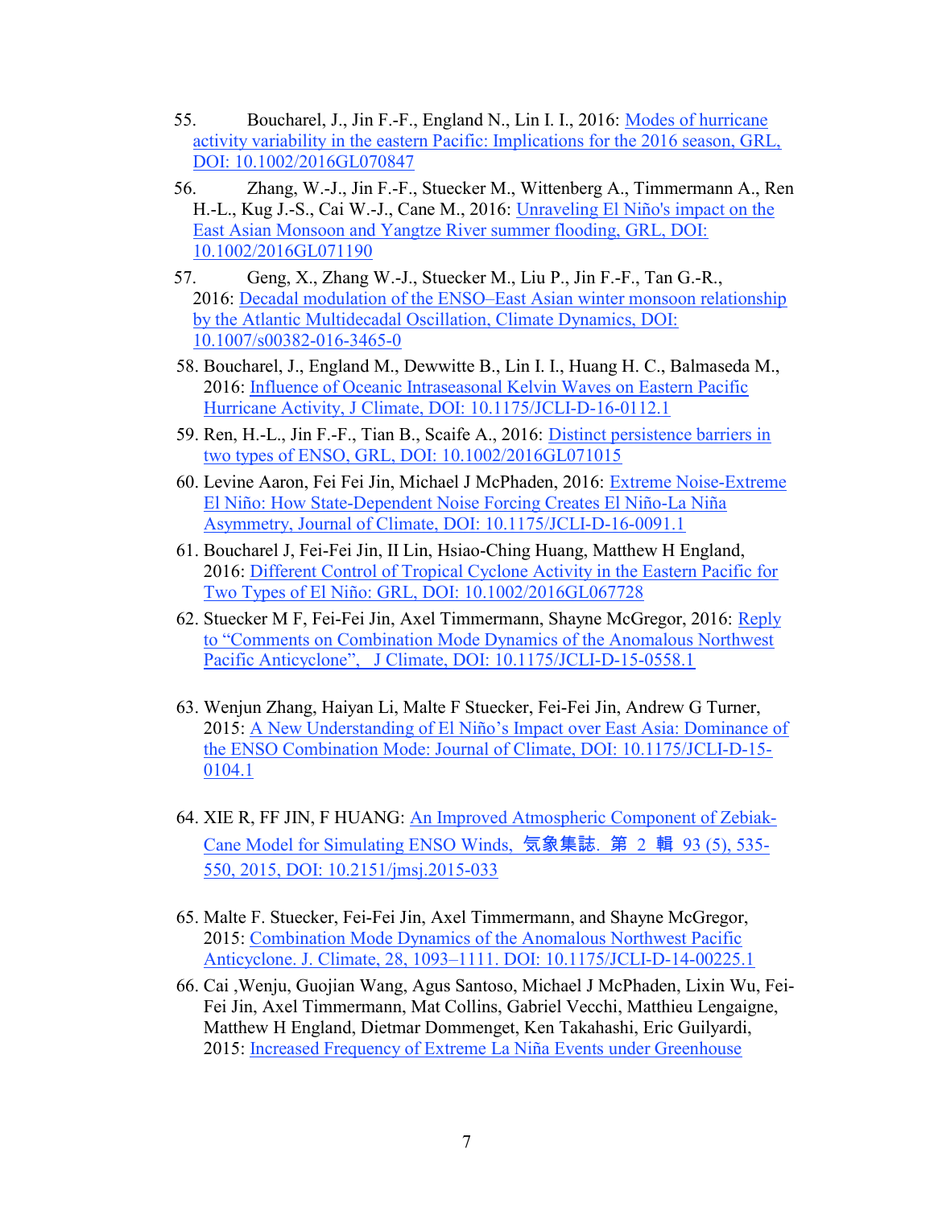55. Boucharel, J., Jin F.-F., England N., Lin I. I., 2016: Modes of hurricane activity variability in the eastern Pacific: Implications for the 2016 season, GRL, DOI: 10.1002/2016GL070847

56. Zhang, W.-J., Jin F.-F., Stuecker M., Wittenberg A., Timmermann A., Ren H.-L., Kug J.-S., Cai W.-J., Cane M., 2016: Unraveling El Niño's impact on the East Asian Monsoon and Yangtze River summer flooding, GRL, DOI: 10.1002/2016GL071190

57. Geng, X., Zhang W.-J., Stuecker M., Liu P., Jin F.-F., Tan G.-R., 2016: Decadal modulation of the ENSO–East Asian winter monsoon relationship by the Atlantic Multidecadal Oscillation, Climate Dynamics, DOI: 10.1007/s00382-016-3465-0

58. Boucharel, J., England M., Dewwitte B., Lin I. I., Huang H. C., Balmaseda M., 2016: Influence of Oceanic Intraseasonal Kelvin Waves on Eastern Pacific Hurricane Activity, J Climate, DOI: 10.1175/JCLI-D-16-0112.1

59. Ren, H.-L., Jin F.-F., Tian B., Scaife A., 2016: Distinct persistence barriers in two types of ENSO, GRL, DOI: 10.1002/2016GL071015

60. Levine Aaron, Fei Fei Jin, Michael J McPhaden, 2016: Extreme Noise-Extreme El Niño: How State-Dependent Noise Forcing Creates El Niño-La Niña Asymmetry, Journal of Climate, DOI: 10.1175/JCLI-D-16-0091.1

61. Boucharel J, Fei-Fei Jin, II Lin, Hsiao-Ching Huang, Matthew H England, 2016: Different Control of Tropical Cyclone Activity in the Eastern Pacific for Two Types of El Niño: GRL, DOI: 10.1002/2016GL067728

62. Stuecker M F, Fei-Fei Jin, Axel Timmermann, Shayne McGregor, 2016: Reply to "Comments on Combination Mode Dynamics of the Anomalous Northwest Pacific Anticyclone", J Climate, DOI: 10.1175/JCLI-D-15-0558.1

63. Wenjun Zhang, Haiyan Li, Malte F Stuecker, Fei-Fei Jin, Andrew G Turner, 2015: A New Understanding of El Niño's Impact over East Asia: Dominance of the ENSO Combination Mode: Journal of Climate, DOI: 10.1175/JCLI-D-15-0104.1

64. XIE R, FF JIN, F HUANG: An Improved Atmospheric Component of Zebiak-Cane Model for Simulating ENSO Winds, 気象集誌. 第 2 輯 93 (5), 535-550, 2015, DOI: 10.2151/jmsj.2015-033

65. Malte F. Stuecker, Fei-Fei Jin, Axel Timmermann, and Shayne McGregor, 2015: Combination Mode Dynamics of the Anomalous Northwest Pacific Anticyclone. J. Climate, 28, 1093–1111. DOI: 10.1175/JCLI-D-14-00225.1

66. Cai ,Wenju, Guojian Wang, Agus Santoso, Michael J McPhaden, Lixin Wu, Fei-Fei Jin, Axel Timmermann, Mat Collins, Gabriel Vecchi, Matthieu Lengaigne, Matthew H England, Dietmar Dommenget, Ken Takahashi, Eric Guilyardi, 2015: Increased Frequency of Extreme La Niña Events under Greenhouse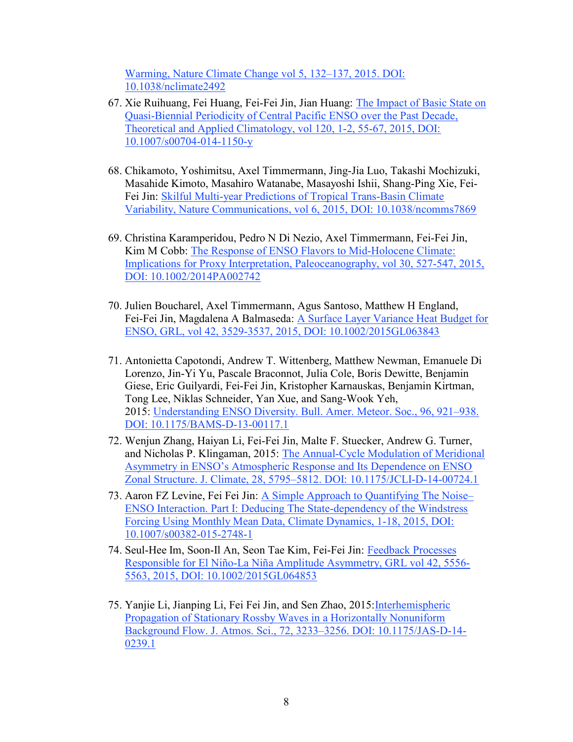Warming, Nature Climate Change vol 5, 132–137, 2015. DOI: 10.1038/nclimate2492

67. Xie Ruihuang, Fei Huang, Fei-Fei Jin, Jian Huang: The Impact of Basic State on Quasi-Biennial Periodicity of Central Pacific ENSO over the Past Decade, Theoretical and Applied Climatology, vol 120, 1-2, 55-67, 2015, DOI: 10.1007/s00704-014-1150-y

68. Chikamoto, Yoshimitsu, Axel Timmermann, Jing-Jia Luo, Takashi Mochizuki, Masahide Kimoto, Masahiro Watanabe, Masayoshi Ishii, Shang-Ping Xie, Fei-Fei Jin: Skilful Multi-year Predictions of Tropical Trans-Basin Climate Variability, Nature Communications, vol 6, 2015, DOI: 10.1038/ncomms7869

69. Christina Karamperidou, Pedro N Di Nezio, Axel Timmermann, Fei-Fei Jin, Kim M Cobb: The Response of ENSO Flavors to Mid-Holocene Climate: Implications for Proxy Interpretation, Paleoceanography, vol 30, 527-547, 2015, DOI: 10.1002/2014PA002742

70. Julien Boucharel, Axel Timmermann, Agus Santoso, Matthew H England, Fei-Fei Jin, Magdalena A Balmaseda: A Surface Layer Variance Heat Budget for ENSO, GRL, vol 42, 3529-3537, 2015, DOI: 10.1002/2015GL063843

71. Antonietta Capotondi, Andrew T. Wittenberg, Matthew Newman, Emanuele Di Lorenzo, Jin-Yi Yu, Pascale Braconnot, Julia Cole, Boris Dewitte, Benjamin Giese, Eric Guilyardi, Fei-Fei Jin, Kristopher Karnauskas, Benjamin Kirtman, Tong Lee, Niklas Schneider, Yan Xue, and Sang-Wook Yeh, 2015: Understanding ENSO Diversity. Bull. Amer. Meteor. Soc., 96, 921–938. DOI: 10.1175/BAMS-D-13-00117.1

72. Wenjun Zhang, Haiyan Li, Fei-Fei Jin, Malte F. Stuecker, Andrew G. Turner, and Nicholas P. Klingaman, 2015: The Annual-Cycle Modulation of Meridional Asymmetry in ENSO's Atmospheric Response and Its Dependence on ENSO Zonal Structure. J. Climate, 28, 5795–5812. DOI: 10.1175/JCLI-D-14-00724.1

73. Aaron FZ Levine, Fei Fei Jin: A Simple Approach to Quantifying The Noise–ENSO Interaction. Part I: Deducing The State-dependency of the Windstress Forcing Using Monthly Mean Data, Climate Dynamics, 1-18, 2015, DOI: 10.1007/s00382-015-2748-1

74. Seul-Hee Im, Soon-Il An, Seon Tae Kim, Fei-Fei Jin: Feedback Processes Responsible for El Niño-La Niña Amplitude Asymmetry, GRL vol 42, 5556-5563, 2015, DOI: 10.1002/2015GL064853

75. Yanjie Li, Jianping Li, Fei Fei Jin, and Sen Zhao, 2015: Interhemispheric Propagation of Stationary Rossby Waves in a Horizontally Nonuniform Background Flow. J. Atmos. Sci., 72, 3233–3256. DOI: 10.1175/JAS-D-14-0239.1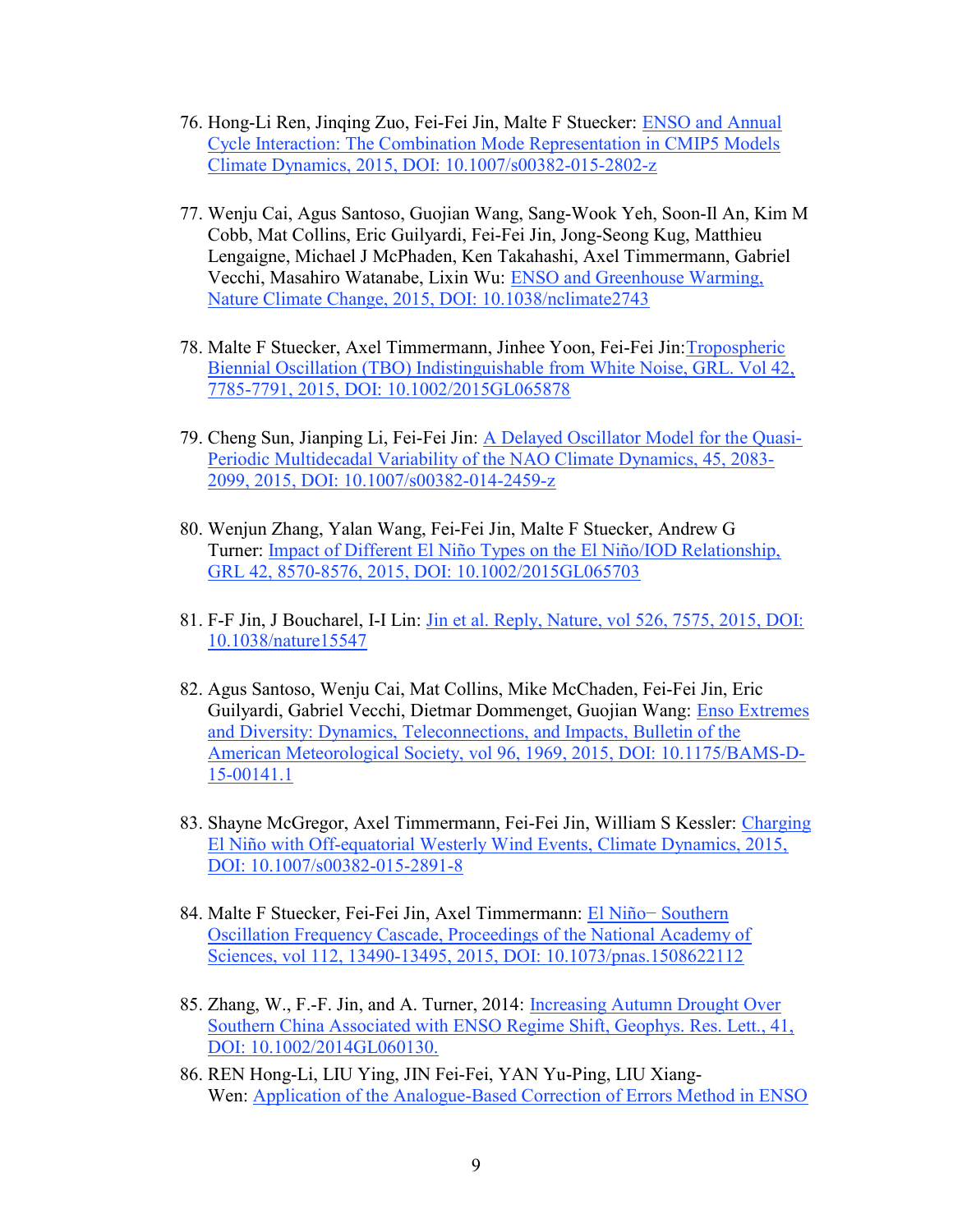76. Hong-Li Ren, Jinqing Zuo, Fei-Fei Jin, Malte F Stuecker: ENSO and Annual Cycle Interaction: The Combination Mode Representation in CMIP5 Models Climate Dynamics, 2015, DOI: 10.1007/s00382-015-2802-z

77. Wenju Cai, Agus Santoso, Guojian Wang, Sang-Wook Yeh, Soon-Il An, Kim M Cobb, Mat Collins, Eric Guilyardi, Fei-Fei Jin, Jong-Seong Kug, Matthieu Lengaigne, Michael J McPhaden, Ken Takahashi, Axel Timmermann, Gabriel Vecchi, Masahiro Watanabe, Lixin Wu: ENSO and Greenhouse Warming, Nature Climate Change, 2015, DOI: 10.1038/nclimate2743

78. Malte F Stuecker, Axel Timmermann, Jinhee Yoon, Fei-Fei Jin:Tropospheric Biennial Oscillation (TBO) Indistinguishable from White Noise, GRL. Vol 42, 7785-7791, 2015, DOI: 10.1002/2015GL065878

79. Cheng Sun, Jianping Li, Fei-Fei Jin: A Delayed Oscillator Model for the Quasi-Periodic Multidecadal Variability of the NAO Climate Dynamics, 45, 2083-2099, 2015, DOI: 10.1007/s00382-014-2459-z

80. Wenjun Zhang, Yalan Wang, Fei-Fei Jin, Malte F Stuecker, Andrew G Turner: Impact of Different El Niño Types on the El Niño/IOD Relationship, GRL 42, 8570-8576, 2015, DOI: 10.1002/2015GL065703

81. F-F Jin, J Boucharel, I-I Lin: Jin et al. Reply, Nature, vol 526, 7575, 2015, DOI: 10.1038/nature15547

82. Agus Santoso, Wenju Cai, Mat Collins, Mike McChaden, Fei-Fei Jin, Eric Guilyardi, Gabriel Vecchi, Dietmar Dommenget, Guojian Wang: Enso Extremes and Diversity: Dynamics, Teleconnections, and Impacts, Bulletin of the American Meteorological Society, vol 96, 1969, 2015, DOI: 10.1175/BAMS-D-15-00141.1

83. Shayne McGregor, Axel Timmermann, Fei-Fei Jin, William S Kessler: Charging El Niño with Off-equatorial Westerly Wind Events, Climate Dynamics, 2015, DOI: 10.1007/s00382-015-2891-8

84. Malte F Stuecker, Fei-Fei Jin, Axel Timmermann: El Niño− Southern Oscillation Frequency Cascade, Proceedings of the National Academy of Sciences, vol 112, 13490-13495, 2015, DOI: 10.1073/pnas.1508622112

85. Zhang, W., F.-F. Jin, and A. Turner, 2014: Increasing Autumn Drought Over Southern China Associated with ENSO Regime Shift, Geophys. Res. Lett., 41, DOI: 10.1002/2014GL060130.

86. REN Hong-Li, LIU Ying, JIN Fei-Fei, YAN Yu-Ping, LIU Xiang-Wen: Application of the Analogue-Based Correction of Errors Method in ENSO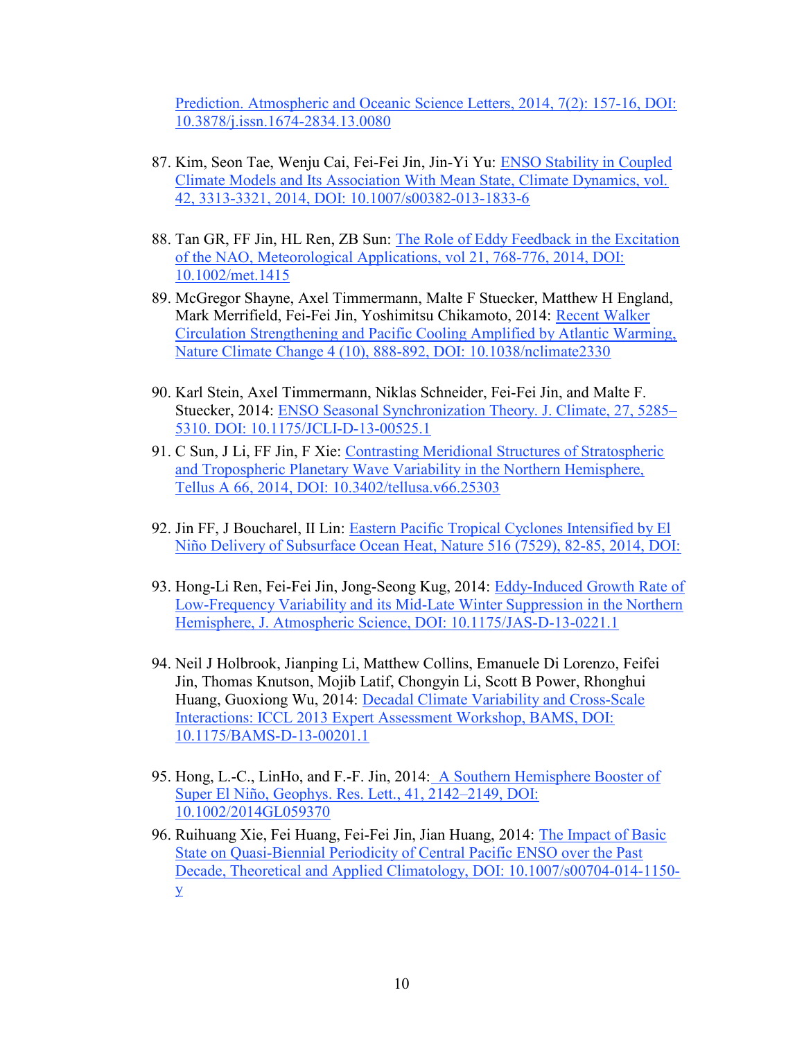Prediction. Atmospheric and Oceanic Science Letters, 2014, 7(2): 157-16, DOI: 10.3878/j.issn.1674-2834.13.0080

87. Kim, Seon Tae, Wenju Cai, Fei-Fei Jin, Jin-Yi Yu: ENSO Stability in Coupled Climate Models and Its Association With Mean State, Climate Dynamics, vol. 42, 3313-3321, 2014, DOI: 10.1007/s00382-013-1833-6

88. Tan GR, FF Jin, HL Ren, ZB Sun: The Role of Eddy Feedback in the Excitation of the NAO, Meteorological Applications, vol 21, 768-776, 2014, DOI: 10.1002/met.1415

89. McGregor Shayne, Axel Timmermann, Malte F Stuecker, Matthew H England, Mark Merrifield, Fei-Fei Jin, Yoshimitsu Chikamoto, 2014: Recent Walker Circulation Strengthening and Pacific Cooling Amplified by Atlantic Warming, Nature Climate Change 4 (10), 888-892, DOI: 10.1038/nclimate2330

90. Karl Stein, Axel Timmermann, Niklas Schneider, Fei-Fei Jin, and Malte F. Stuecker, 2014: ENSO Seasonal Synchronization Theory. J. Climate, 27, 5285–5310. DOI: 10.1175/JCLI-D-13-00525.1

91. C Sun, J Li, FF Jin, F Xie: Contrasting Meridional Structures of Stratospheric and Tropospheric Planetary Wave Variability in the Northern Hemisphere, Tellus A 66, 2014, DOI: 10.3402/tellusa.v66.25303

92. Jin FF, J Boucharel, II Lin: Eastern Pacific Tropical Cyclones Intensified by El Niño Delivery of Subsurface Ocean Heat, Nature 516 (7529), 82-85, 2014, DOI:

93. Hong-Li Ren, Fei-Fei Jin, Jong-Seong Kug, 2014: Eddy-Induced Growth Rate of Low-Frequency Variability and its Mid-Late Winter Suppression in the Northern Hemisphere, J. Atmospheric Science, DOI: 10.1175/JAS-D-13-0221.1

94. Neil J Holbrook, Jianping Li, Matthew Collins, Emanuele Di Lorenzo, Feifei Jin, Thomas Knutson, Mojib Latif, Chongyin Li, Scott B Power, Rhonghui Huang, Guoxiong Wu, 2014: Decadal Climate Variability and Cross-Scale Interactions: ICCL 2013 Expert Assessment Workshop, BAMS, DOI: 10.1175/BAMS-D-13-00201.1

95. Hong, L.-C., LinHo, and F.-F. Jin, 2014: A Southern Hemisphere Booster of Super El Niño, Geophys. Res. Lett., 41, 2142–2149, DOI: 10.1002/2014GL059370

96. Ruihuang Xie, Fei Huang, Fei-Fei Jin, Jian Huang, 2014: The Impact of Basic State on Quasi-Biennial Periodicity of Central Pacific ENSO over the Past Decade, Theoretical and Applied Climatology, DOI: 10.1007/s00704-014-1150-y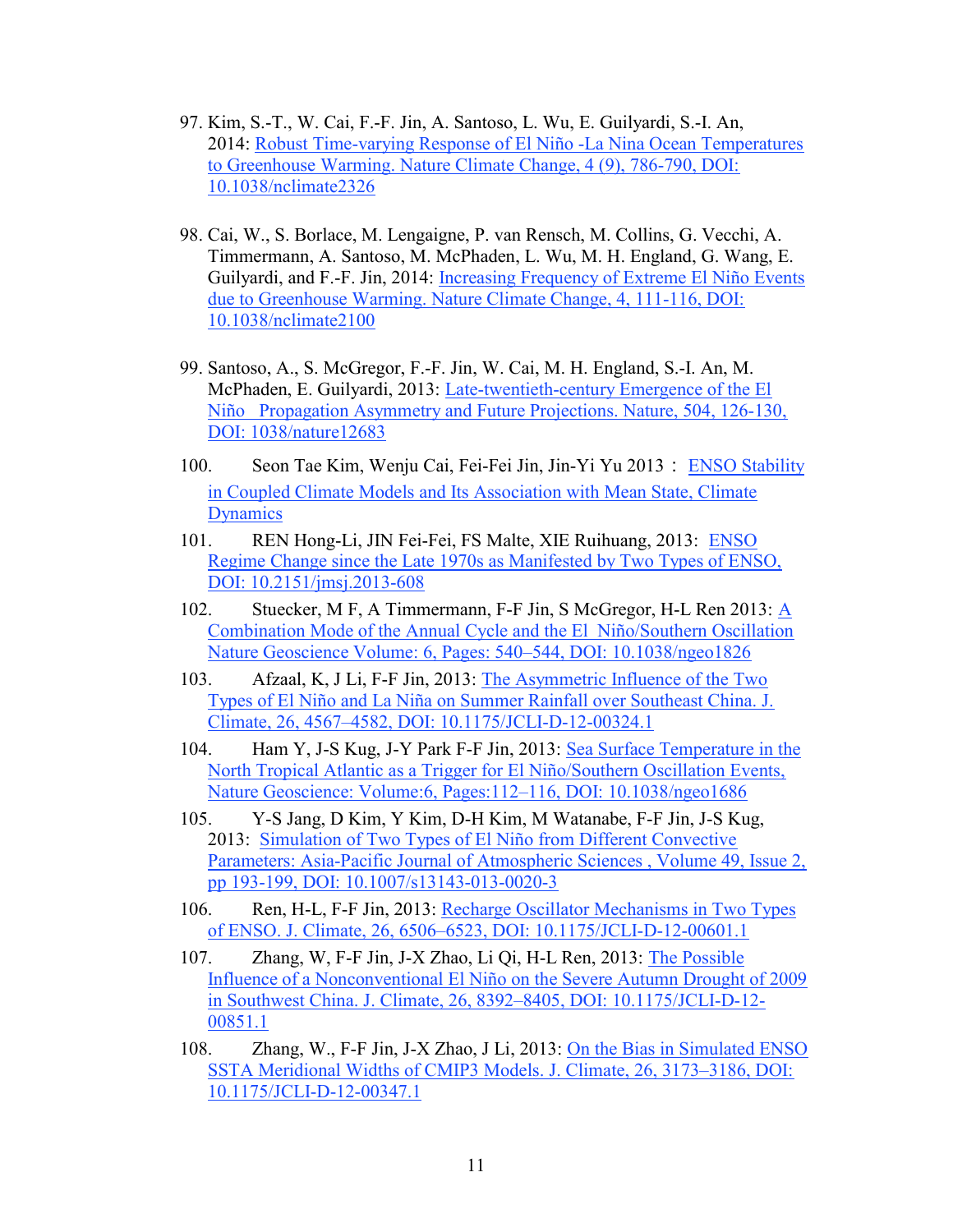97. Kim, S.-T., W. Cai, F.-F. Jin, A. Santoso, L. Wu, E. Guilyardi, S.-I. An, 2014: Robust Time-varying Response of El Niño -La Nina Ocean Temperatures to Greenhouse Warming. Nature Climate Change, 4 (9), 786-790, DOI: 10.1038/nclimate2326

98. Cai, W., S. Borlace, M. Lengaigne, P. van Rensch, M. Collins, G. Vecchi, A. Timmermann, A. Santoso, M. McPhaden, L. Wu, M. H. England, G. Wang, E. Guilyardi, and F.-F. Jin, 2014: Increasing Frequency of Extreme El Niño Events due to Greenhouse Warming. Nature Climate Change, 4, 111-116, DOI: 10.1038/nclimate2100

99. Santoso, A., S. McGregor, F.-F. Jin, W. Cai, M. H. England, S.-I. An, M. McPhaden, E. Guilyardi, 2013: Late-twentieth-century Emergence of the El Niño Propagation Asymmetry and Future Projections. Nature, 504, 126-130, DOI: 1038/nature12683

100. Seon Tae Kim, Wenju Cai, Fei-Fei Jin, Jin-Yi Yu 2013 ： ENSO Stability in Coupled Climate Models and Its Association with Mean State, Climate Dynamics

101. REN Hong-Li, JIN Fei-Fei, FS Malte, XIE Ruihuang, 2013: ENSO Regime Change since the Late 1970s as Manifested by Two Types of ENSO, DOI: 10.2151/jmsj.2013-608

102. Stuecker, M F, A Timmermann, F-F Jin, S McGregor, H-L Ren 2013: A Combination Mode of the Annual Cycle and the El Niño/Southern Oscillation Nature Geoscience Volume: 6, Pages: 540–544, DOI: 10.1038/ngeo1826

103. Afzaal, K, J Li, F-F Jin, 2013: The Asymmetric Influence of the Two Types of El Niño and La Niña on Summer Rainfall over Southeast China. J. Climate, 26, 4567–4582, DOI: 10.1175/JCLI-D-12-00324.1

104. Ham Y, J-S Kug, J-Y Park F-F Jin, 2013: Sea Surface Temperature in the North Tropical Atlantic as a Trigger for El Niño/Southern Oscillation Events, Nature Geoscience: Volume:6, Pages:112–116, DOI: 10.1038/ngeo1686

105. Y-S Jang, D Kim, Y Kim, D-H Kim, M Watanabe, F-F Jin, J-S Kug, 2013: Simulation of Two Types of El Niño from Different Convective Parameters: Asia-Pacific Journal of Atmospheric Sciences , Volume 49, Issue 2, pp 193-199, DOI: 10.1007/s13143-013-0020-3

106. Ren, H-L, F-F Jin, 2013: Recharge Oscillator Mechanisms in Two Types of ENSO. J. Climate, 26, 6506–6523, DOI: 10.1175/JCLI-D-12-00601.1

107. Zhang, W, F-F Jin, J-X Zhao, Li Qi, H-L Ren, 2013: The Possible Influence of a Nonconventional El Niño on the Severe Autumn Drought of 2009 in Southwest China. J. Climate, 26, 8392–8405, DOI: 10.1175/JCLI-D-12-00851.1

108. Zhang, W., F-F Jin, J-X Zhao, J Li, 2013: On the Bias in Simulated ENSO SSTA Meridional Widths of CMIP3 Models. J. Climate, 26, 3173–3186, DOI: 10.1175/JCLI-D-12-00347.1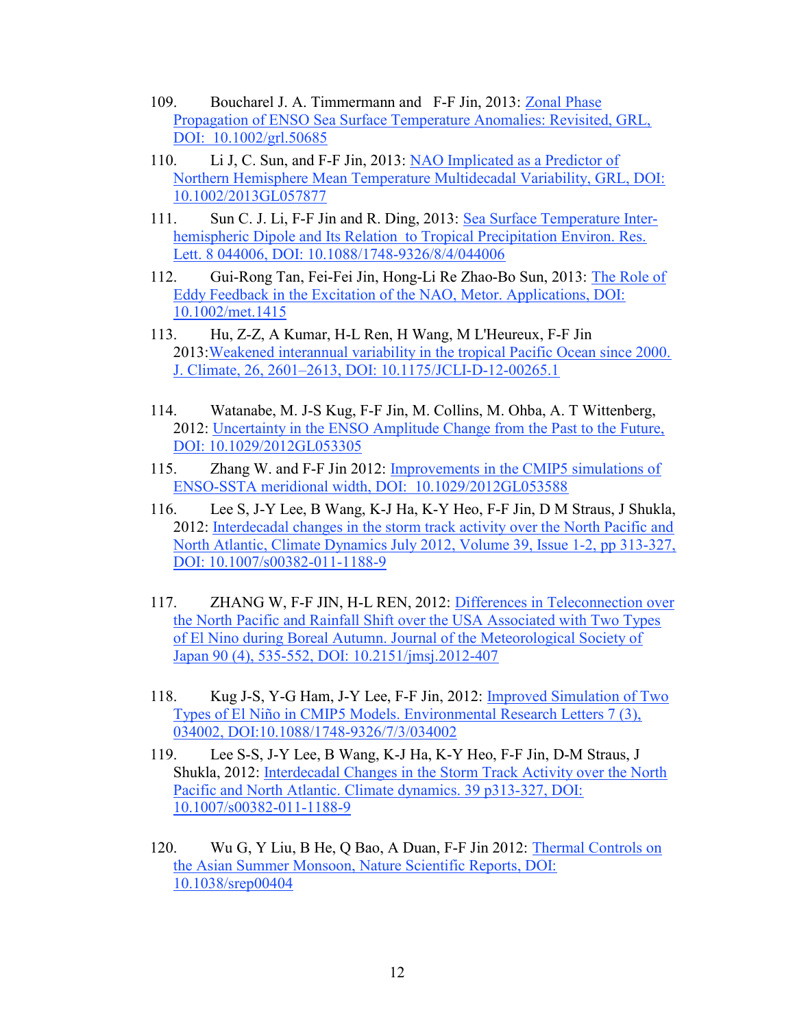109. Boucharel J. A. Timmermann and F-F Jin, 2013: Zonal Phase Propagation of ENSO Sea Surface Temperature Anomalies: Revisited, GRL, DOI: 10.1002/grl.50685

110. Li J, C. Sun, and F-F Jin, 2013: NAO Implicated as a Predictor of Northern Hemisphere Mean Temperature Multidecadal Variability, GRL, DOI: 10.1002/2013GL057877

111. Sun C. J. Li, F-F Jin and R. Ding, 2013: Sea Surface Temperature Inter-hemispheric Dipole and Its Relation to Tropical Precipitation Environ. Res. Lett. 8 044006, DOI: 10.1088/1748-9326/8/4/044006

112. Gui-Rong Tan, Fei-Fei Jin, Hong-Li Re Zhao-Bo Sun, 2013: The Role of Eddy Feedback in the Excitation of the NAO, Metor. Applications, DOI: 10.1002/met.1415

113. Hu, Z-Z, A Kumar, H-L Ren, H Wang, M L'Heureux, F-F Jin 2013:Weakened interannual variability in the tropical Pacific Ocean since 2000. J. Climate, 26, 2601–2613, DOI: 10.1175/JCLI-D-12-00265.1

114. Watanabe, M. J-S Kug, F-F Jin, M. Collins, M. Ohba, A. T Wittenberg, 2012: Uncertainty in the ENSO Amplitude Change from the Past to the Future, DOI: 10.1029/2012GL053305

115. Zhang W. and F-F Jin 2012: Improvements in the CMIP5 simulations of ENSO-SSTA meridional width, DOI: 10.1029/2012GL053588

116. Lee S, J-Y Lee, B Wang, K-J Ha, K-Y Heo, F-F Jin, D M Straus, J Shukla, 2012: Interdecadal changes in the storm track activity over the North Pacific and North Atlantic, Climate Dynamics July 2012, Volume 39, Issue 1-2, pp 313-327, DOI: 10.1007/s00382-011-1188-9

117. ZHANG W, F-F JIN, H-L REN, 2012: Differences in Teleconnection over the North Pacific and Rainfall Shift over the USA Associated with Two Types of El Nino during Boreal Autumn. Journal of the Meteorological Society of Japan 90 (4), 535-552, DOI: 10.2151/jmsj.2012-407

118. Kug J-S, Y-G Ham, J-Y Lee, F-F Jin, 2012: Improved Simulation of Two Types of El Niño in CMIP5 Models. Environmental Research Letters 7 (3), 034002, DOI:10.1088/1748-9326/7/3/034002

119. Lee S-S, J-Y Lee, B Wang, K-J Ha, K-Y Heo, F-F Jin, D-M Straus, J Shukla, 2012: Interdecadal Changes in the Storm Track Activity over the North Pacific and North Atlantic. Climate dynamics. 39 p313-327, DOI: 10.1007/s00382-011-1188-9

120. Wu G, Y Liu, B He, Q Bao, A Duan, F-F Jin 2012: Thermal Controls on the Asian Summer Monsoon, Nature Scientific Reports, DOI: 10.1038/srep00404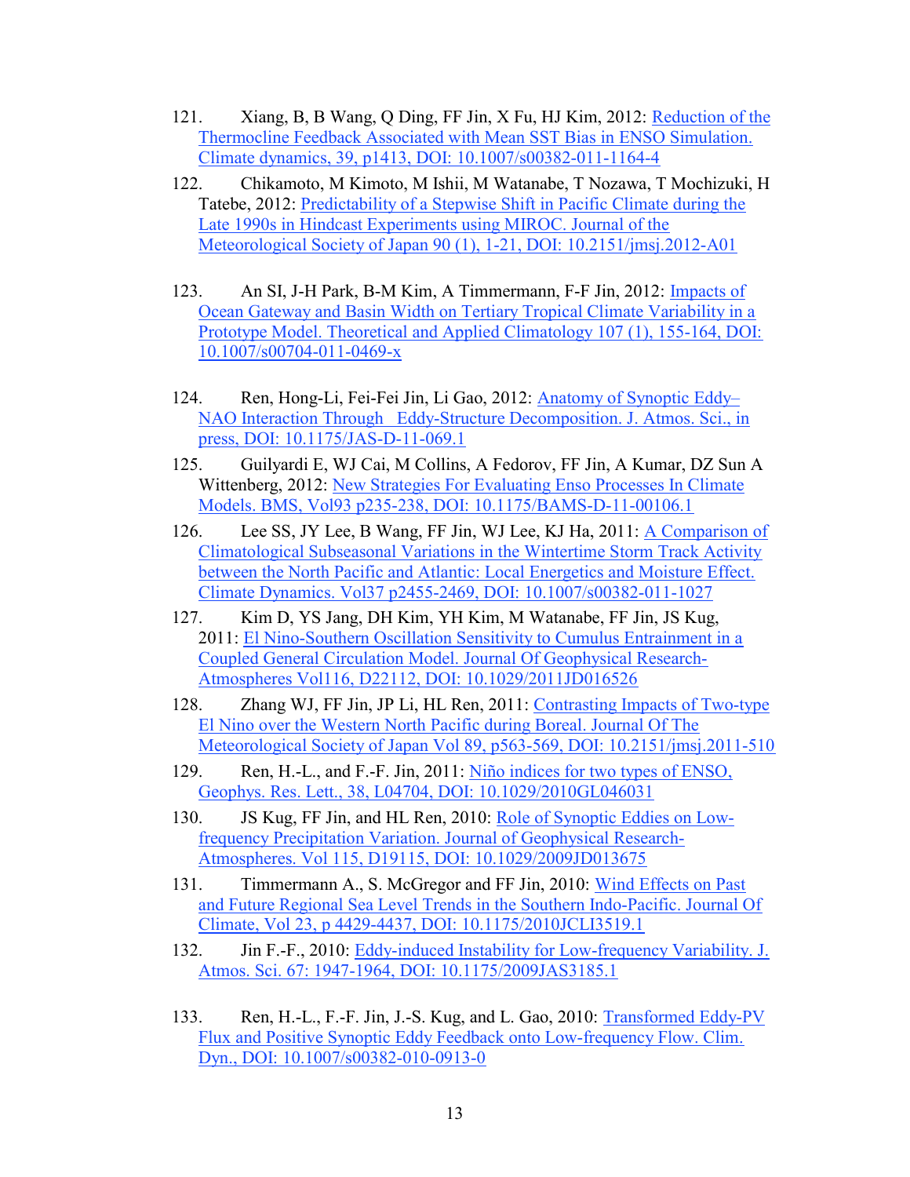121. Xiang, B, B Wang, Q Ding, FF Jin, X Fu, HJ Kim, 2012: Reduction of the Thermocline Feedback Associated with Mean SST Bias in ENSO Simulation. Climate dynamics, 39, p1413, DOI: 10.1007/s00382-011-1164-4

122. Chikamoto, M Kimoto, M Ishii, M Watanabe, T Nozawa, T Mochizuki, H Tatebe, 2012: Predictability of a Stepwise Shift in Pacific Climate during the Late 1990s in Hindcast Experiments using MIROC. Journal of the Meteorological Society of Japan 90 (1), 1-21, DOI: 10.2151/jmsj.2012-A01

123. An SI, J-H Park, B-M Kim, A Timmermann, F-F Jin, 2012: Impacts of Ocean Gateway and Basin Width on Tertiary Tropical Climate Variability in a Prototype Model. Theoretical and Applied Climatology 107 (1), 155-164, DOI: 10.1007/s00704-011-0469-x

124. Ren, Hong-Li, Fei-Fei Jin, Li Gao, 2012: Anatomy of Synoptic Eddy–NAO Interaction Through Eddy-Structure Decomposition. J. Atmos. Sci., in press, DOI: 10.1175/JAS-D-11-069.1

125. Guilyardi E, WJ Cai, M Collins, A Fedorov, FF Jin, A Kumar, DZ Sun A Wittenberg, 2012: New Strategies For Evaluating Enso Processes In Climate Models. BMS, Vol93 p235-238, DOI: 10.1175/BAMS-D-11-00106.1

126. Lee SS, JY Lee, B Wang, FF Jin, WJ Lee, KJ Ha, 2011: A Comparison of Climatological Subseasonal Variations in the Wintertime Storm Track Activity between the North Pacific and Atlantic: Local Energetics and Moisture Effect. Climate Dynamics. Vol37 p2455-2469, DOI: 10.1007/s00382-011-1027

127. Kim D, YS Jang, DH Kim, YH Kim, M Watanabe, FF Jin, JS Kug, 2011: El Nino-Southern Oscillation Sensitivity to Cumulus Entrainment in a Coupled General Circulation Model. Journal Of Geophysical Research-Atmospheres Vol116, D22112, DOI: 10.1029/2011JD016526

128. Zhang WJ, FF Jin, JP Li, HL Ren, 2011: Contrasting Impacts of Two-type El Nino over the Western North Pacific during Boreal. Journal Of The Meteorological Society of Japan Vol 89, p563-569, DOI: 10.2151/jmsj.2011-510

129. Ren, H.-L., and F.-F. Jin, 2011: Niño indices for two types of ENSO, Geophys. Res. Lett., 38, L04704, DOI: 10.1029/2010GL046031

130. JS Kug, FF Jin, and HL Ren, 2010: Role of Synoptic Eddies on Low-frequency Precipitation Variation. Journal of Geophysical Research-Atmospheres. Vol 115, D19115, DOI: 10.1029/2009JD013675

131. Timmermann A., S. McGregor and FF Jin, 2010: Wind Effects on Past and Future Regional Sea Level Trends in the Southern Indo-Pacific. Journal Of Climate, Vol 23, p 4429-4437, DOI: 10.1175/2010JCLI3519.1

132. Jin F.-F., 2010: Eddy-induced Instability for Low-frequency Variability. J. Atmos. Sci. 67: 1947-1964, DOI: 10.1175/2009JAS3185.1

133. Ren, H.-L., F.-F. Jin, J.-S. Kug, and L. Gao, 2010: Transformed Eddy-PV Flux and Positive Synoptic Eddy Feedback onto Low-frequency Flow. Clim. Dyn., DOI: 10.1007/s00382-010-0913-0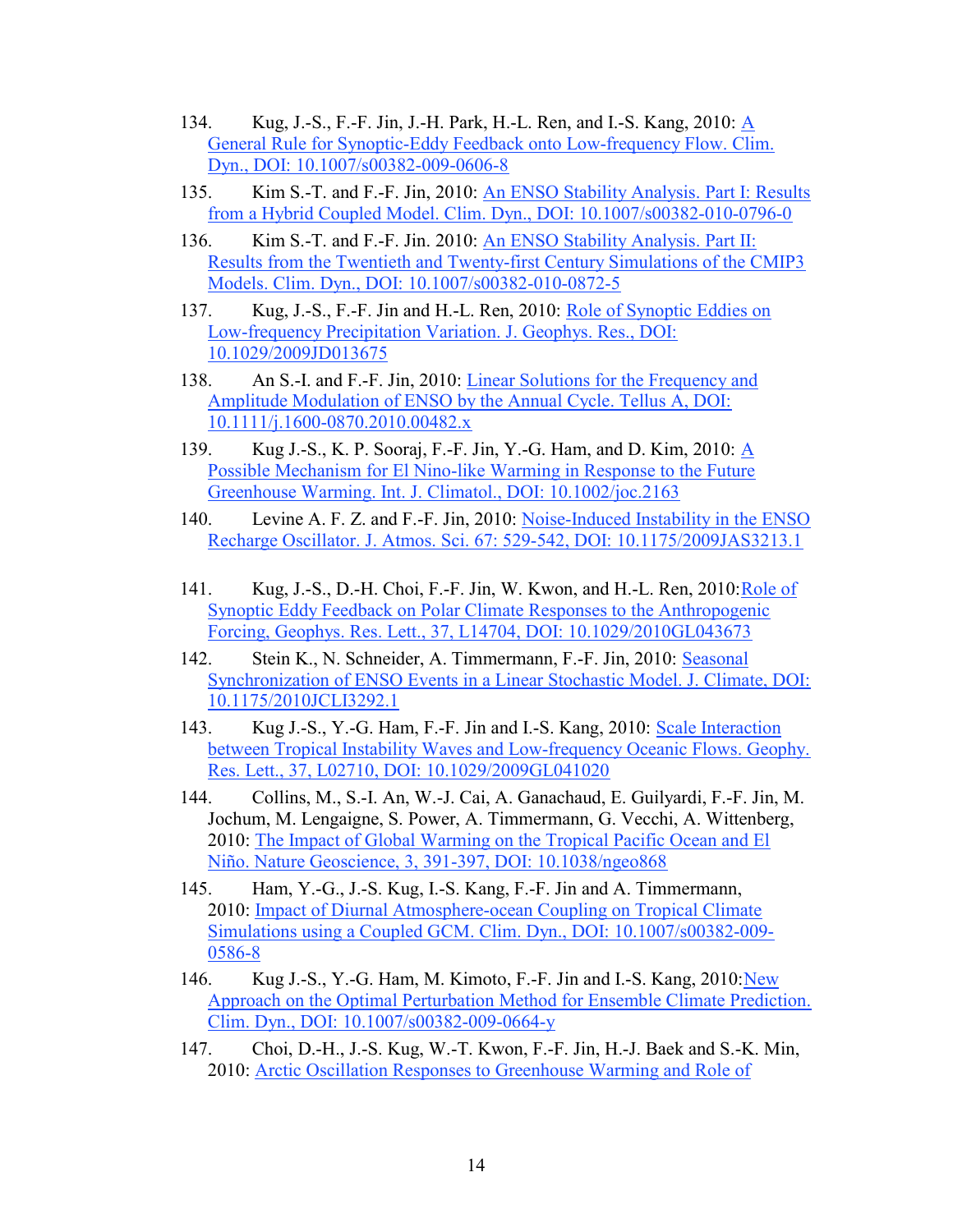134. Kug, J.-S., F.-F. Jin, J.-H. Park, H.-L. Ren, and I.-S. Kang, 2010: A General Rule for Synoptic-Eddy Feedback onto Low-frequency Flow. Clim. Dyn., DOI: 10.1007/s00382-009-0606-8

135. Kim S.-T. and F.-F. Jin, 2010: An ENSO Stability Analysis. Part I: Results from a Hybrid Coupled Model. Clim. Dyn., DOI: 10.1007/s00382-010-0796-0

136. Kim S.-T. and F.-F. Jin. 2010: An ENSO Stability Analysis. Part II: Results from the Twentieth and Twenty-first Century Simulations of the CMIP3 Models. Clim. Dyn., DOI: 10.1007/s00382-010-0872-5

137. Kug, J.-S., F.-F. Jin and H.-L. Ren, 2010: Role of Synoptic Eddies on Low-frequency Precipitation Variation. J. Geophys. Res., DOI: 10.1029/2009JD013675

138. An S.-I. and F.-F. Jin, 2010: Linear Solutions for the Frequency and Amplitude Modulation of ENSO by the Annual Cycle. Tellus A, DOI: 10.1111/j.1600-0870.2010.00482.x

139. Kug J.-S., K. P. Sooraj, F.-F. Jin, Y.-G. Ham, and D. Kim, 2010: A Possible Mechanism for El Nino-like Warming in Response to the Future Greenhouse Warming. Int. J. Climatol., DOI: 10.1002/joc.2163

140. Levine A. F. Z. and F.-F. Jin, 2010: Noise-Induced Instability in the ENSO Recharge Oscillator. J. Atmos. Sci. 67: 529-542, DOI: 10.1175/2009JAS3213.1

141. Kug, J.-S., D.-H. Choi, F.-F. Jin, W. Kwon, and H.-L. Ren, 2010:Role of Synoptic Eddy Feedback on Polar Climate Responses to the Anthropogenic Forcing, Geophys. Res. Lett., 37, L14704, DOI: 10.1029/2010GL043673

142. Stein K., N. Schneider, A. Timmermann, F.-F. Jin, 2010: Seasonal Synchronization of ENSO Events in a Linear Stochastic Model. J. Climate, DOI: 10.1175/2010JCLI3292.1

143. Kug J.-S., Y.-G. Ham, F.-F. Jin and I.-S. Kang, 2010: Scale Interaction between Tropical Instability Waves and Low-frequency Oceanic Flows. Geophy. Res. Lett., 37, L02710, DOI: 10.1029/2009GL041020

144. Collins, M., S.-I. An, W.-J. Cai, A. Ganachaud, E. Guilyardi, F.-F. Jin, M. Jochum, M. Lengaigne, S. Power, A. Timmermann, G. Vecchi, A. Wittenberg, 2010: The Impact of Global Warming on the Tropical Pacific Ocean and El Niño. Nature Geoscience, 3, 391-397, DOI: 10.1038/ngeo868

145. Ham, Y.-G., J.-S. Kug, I.-S. Kang, F.-F. Jin and A. Timmermann, 2010: Impact of Diurnal Atmosphere-ocean Coupling on Tropical Climate Simulations using a Coupled GCM. Clim. Dyn., DOI: 10.1007/s00382-009-0586-8

146. Kug J.-S., Y.-G. Ham, M. Kimoto, F.-F. Jin and I.-S. Kang, 2010:New Approach on the Optimal Perturbation Method for Ensemble Climate Prediction. Clim. Dyn., DOI: 10.1007/s00382-009-0664-y

147. Choi, D.-H., J.-S. Kug, W.-T. Kwon, F.-F. Jin, H.-J. Baek and S.-K. Min, 2010: Arctic Oscillation Responses to Greenhouse Warming and Role of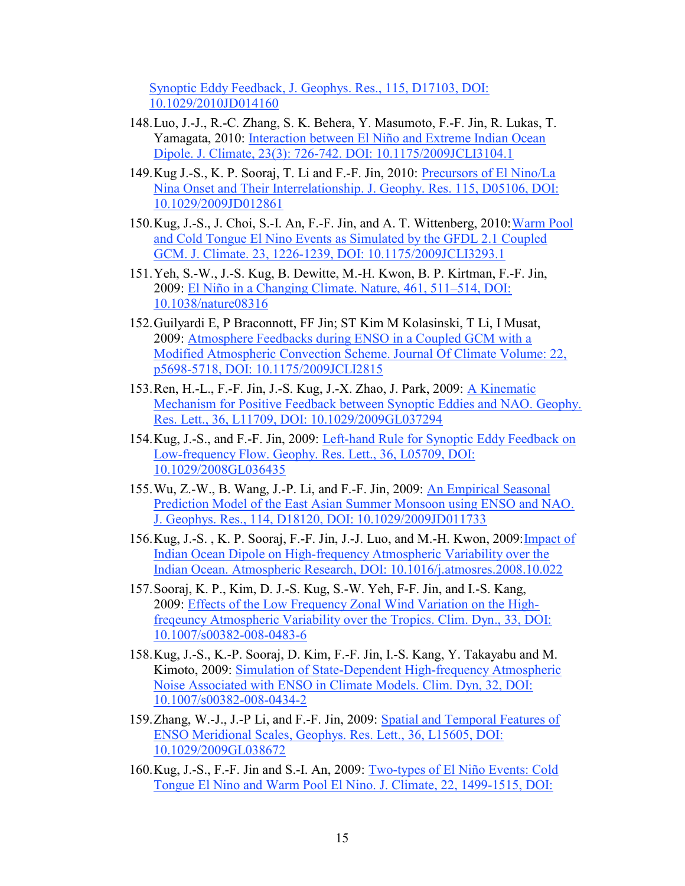Synoptic Eddy Feedback, J. Geophys. Res., 115, D17103, DOI: 10.1029/2010JD014160

148. Luo, J.-J., R.-C. Zhang, S. K. Behera, Y. Masumoto, F.-F. Jin, R. Lukas, T. Yamagata, 2010: Interaction between El Niño and Extreme Indian Ocean Dipole. J. Climate, 23(3): 726-742. DOI: 10.1175/2009JCLI3104.1

149. Kug J.-S., K. P. Sooraj, T. Li and F.-F. Jin, 2010: Precursors of El Nino/La Nina Onset and Their Interrelationship. J. Geophy. Res. 115, D05106, DOI: 10.1029/2009JD012861

150. Kug, J.-S., J. Choi, S.-I. An, F.-F. Jin, and A. T. Wittenberg, 2010: Warm Pool and Cold Tongue El Nino Events as Simulated by the GFDL 2.1 Coupled GCM. J. Climate. 23, 1226-1239, DOI: 10.1175/2009JCLI3293.1

151. Yeh, S.-W., J.-S. Kug, B. Dewitte, M.-H. Kwon, B. P. Kirtman, F.-F. Jin, 2009: El Niño in a Changing Climate. Nature, 461, 511–514, DOI: 10.1038/nature08316

152. Guilyardi E, P Braconnott, FF Jin; ST Kim M Kolasinski, T Li, I Musat, 2009: Atmosphere Feedbacks during ENSO in a Coupled GCM with a Modified Atmospheric Convection Scheme. Journal Of Climate Volume: 22, p5698-5718, DOI: 10.1175/2009JCLI2815

153. Ren, H.-L., F.-F. Jin, J.-S. Kug, J.-X. Zhao, J. Park, 2009: A Kinematic Mechanism for Positive Feedback between Synoptic Eddies and NAO. Geophy. Res. Lett., 36, L11709, DOI: 10.1029/2009GL037294

154. Kug, J.-S., and F.-F. Jin, 2009: Left-hand Rule for Synoptic Eddy Feedback on Low-frequency Flow. Geophy. Res. Lett., 36, L05709, DOI: 10.1029/2008GL036435

155. Wu, Z.-W., B. Wang, J.-P. Li, and F.-F. Jin, 2009: An Empirical Seasonal Prediction Model of the East Asian Summer Monsoon using ENSO and NAO. J. Geophys. Res., 114, D18120, DOI: 10.1029/2009JD011733

156. Kug, J.-S. , K. P. Sooraj, F.-F. Jin, J.-J. Luo, and M.-H. Kwon, 2009: Impact of Indian Ocean Dipole on High-frequency Atmospheric Variability over the Indian Ocean. Atmospheric Research, DOI: 10.1016/j.atmosres.2008.10.022

157. Sooraj, K. P., Kim, D. J.-S. Kug, S.-W. Yeh, F-F. Jin, and I.-S. Kang, 2009: Effects of the Low Frequency Zonal Wind Variation on the High-freqeuncy Atmospheric Variability over the Tropics. Clim. Dyn., 33, DOI: 10.1007/s00382-008-0483-6

158. Kug, J.-S., K.-P. Sooraj, D. Kim, F.-F. Jin, I.-S. Kang, Y. Takayabu and M. Kimoto, 2009: Simulation of State-Dependent High-frequency Atmospheric Noise Associated with ENSO in Climate Models. Clim. Dyn, 32, DOI: 10.1007/s00382-008-0434-2

159. Zhang, W.-J., J.-P Li, and F.-F. Jin, 2009: Spatial and Temporal Features of ENSO Meridional Scales, Geophys. Res. Lett., 36, L15605, DOI: 10.1029/2009GL038672

160. Kug, J.-S., F.-F. Jin and S.-I. An, 2009: Two-types of El Niño Events: Cold Tongue El Nino and Warm Pool El Nino. J. Climate, 22, 1499-1515, DOI: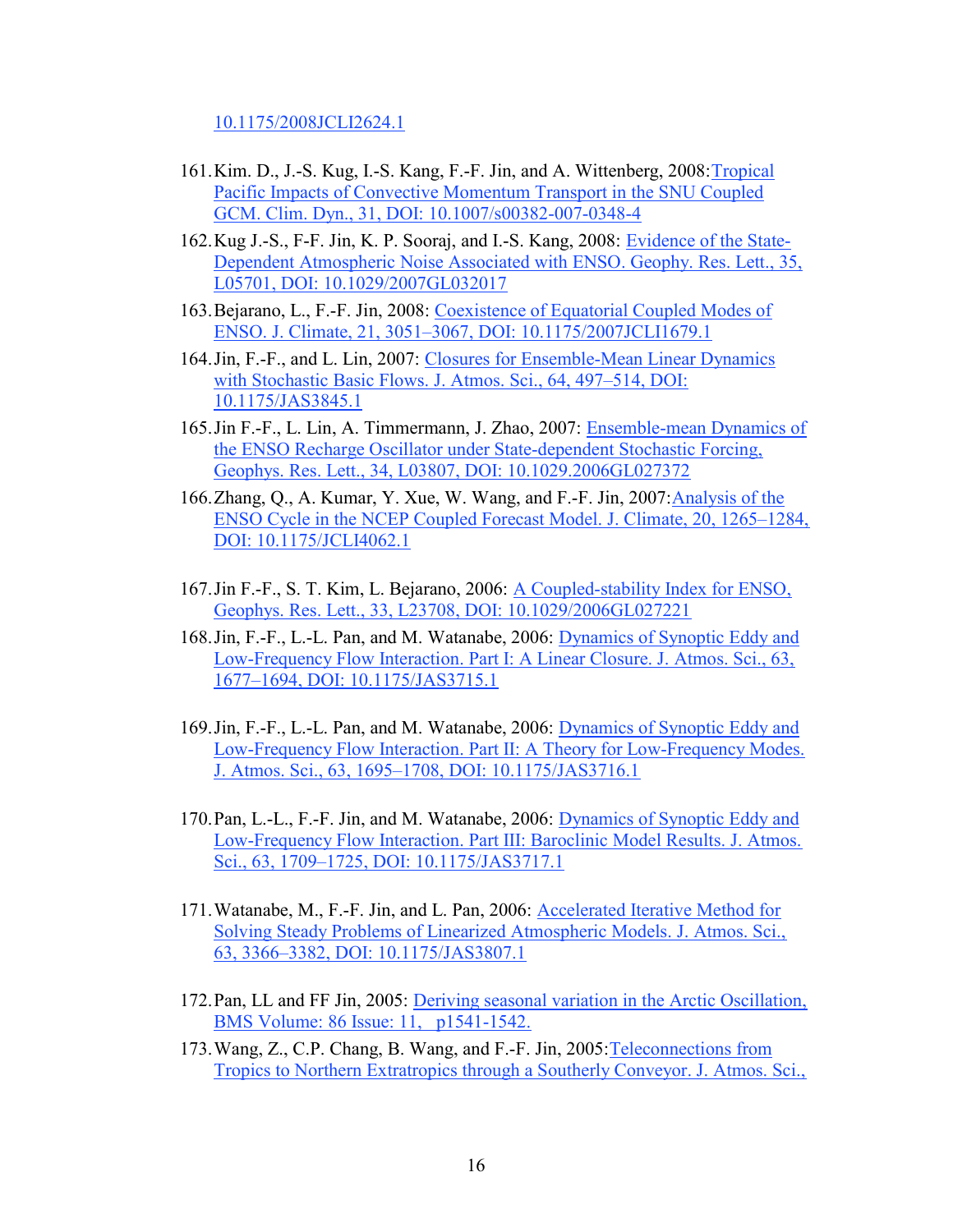10.1175/2008JCLI2624.1

161. Kim. D., J.-S. Kug, I.-S. Kang, F.-F. Jin, and A. Wittenberg, 2008: Tropical Pacific Impacts of Convective Momentum Transport in the SNU Coupled GCM. Clim. Dyn., 31, DOI: 10.1007/s00382-007-0348-4
162. Kug J.-S., F-F. Jin, K. P. Sooraj, and I.-S. Kang, 2008: Evidence of the State-Dependent Atmospheric Noise Associated with ENSO. Geophy. Res. Lett., 35, L05701, DOI: 10.1029/2007GL032017
163. Bejarano, L., F.-F. Jin, 2008: Coexistence of Equatorial Coupled Modes of ENSO. J. Climate, 21, 3051–3067, DOI: 10.1175/2007JCLI1679.1
164. Jin, F.-F., and L. Lin, 2007: Closures for Ensemble-Mean Linear Dynamics with Stochastic Basic Flows. J. Atmos. Sci., 64, 497–514, DOI: 10.1175/JAS3845.1
165. Jin F.-F., L. Lin, A. Timmermann, J. Zhao, 2007: Ensemble-mean Dynamics of the ENSO Recharge Oscillator under State-dependent Stochastic Forcing, Geophys. Res. Lett., 34, L03807, DOI: 10.1029.2006GL027372
166. Zhang, Q., A. Kumar, Y. Xue, W. Wang, and F.-F. Jin, 2007: Analysis of the ENSO Cycle in the NCEP Coupled Forecast Model. J. Climate, 20, 1265–1284, DOI: 10.1175/JCLI4062.1
167. Jin F.-F., S. T. Kim, L. Bejarano, 2006: A Coupled-stability Index for ENSO, Geophys. Res. Lett., 33, L23708, DOI: 10.1029/2006GL027221
168. Jin, F.-F., L.-L. Pan, and M. Watanabe, 2006: Dynamics of Synoptic Eddy and Low-Frequency Flow Interaction. Part I: A Linear Closure. J. Atmos. Sci., 63, 1677–1694, DOI: 10.1175/JAS3715.1
169. Jin, F.-F., L.-L. Pan, and M. Watanabe, 2006: Dynamics of Synoptic Eddy and Low-Frequency Flow Interaction. Part II: A Theory for Low-Frequency Modes. J. Atmos. Sci., 63, 1695–1708, DOI: 10.1175/JAS3716.1
170. Pan, L.-L., F.-F. Jin, and M. Watanabe, 2006: Dynamics of Synoptic Eddy and Low-Frequency Flow Interaction. Part III: Baroclinic Model Results. J. Atmos. Sci., 63, 1709–1725, DOI: 10.1175/JAS3717.1
171. Watanabe, M., F.-F. Jin, and L. Pan, 2006: Accelerated Iterative Method for Solving Steady Problems of Linearized Atmospheric Models. J. Atmos. Sci., 63, 3366–3382, DOI: 10.1175/JAS3807.1
172. Pan, LL and FF Jin, 2005: Deriving seasonal variation in the Arctic Oscillation, BMS Volume: 86 Issue: 11, p1541-1542.
173. Wang, Z., C.P. Chang, B. Wang, and F.-F. Jin, 2005: Teleconnections from Tropics to Northern Extratropics through a Southerly Conveyor. J. Atmos. Sci.,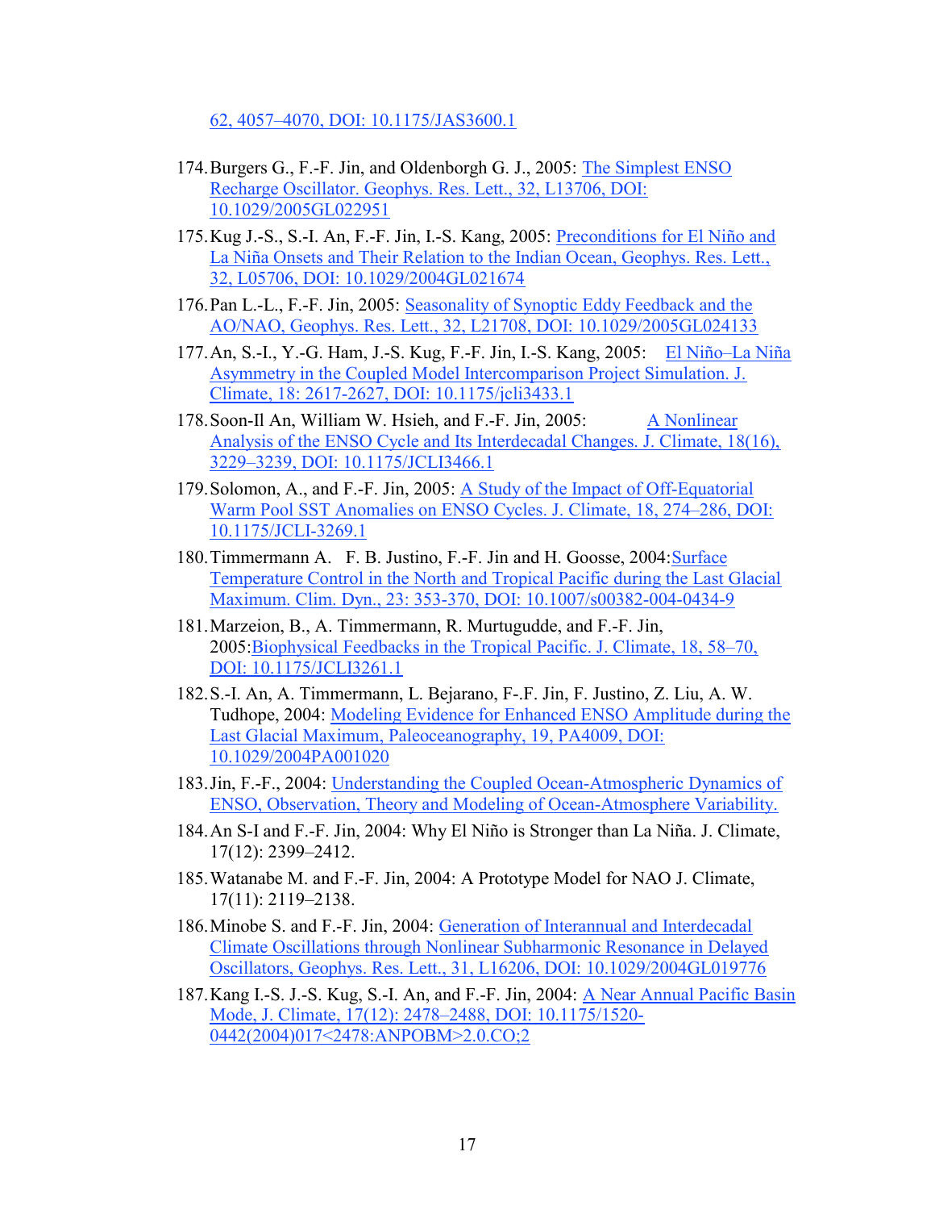62, 4057–4070, DOI: 10.1175/JAS3600.1

174. Burgers G., F.-F. Jin, and Oldenborgh G. J., 2005: The Simplest ENSO Recharge Oscillator. Geophys. Res. Lett., 32, L13706, DOI: 10.1029/2005GL022951
175. Kug J.-S., S.-I. An, F.-F. Jin, I.-S. Kang, 2005: Preconditions for El Niño and La Niña Onsets and Their Relation to the Indian Ocean, Geophys. Res. Lett., 32, L05706, DOI: 10.1029/2004GL021674
176. Pan L.-L., F.-F. Jin, 2005: Seasonality of Synoptic Eddy Feedback and the AO/NAO, Geophys. Res. Lett., 32, L21708, DOI: 10.1029/2005GL024133
177. An, S.-I., Y.-G. Ham, J.-S. Kug, F.-F. Jin, I.-S. Kang, 2005: El Niño–La Niña Asymmetry in the Coupled Model Intercomparison Project Simulation. J. Climate, 18: 2617-2627, DOI: 10.1175/jcli3433.1
178. Soon-Il An, William W. Hsieh, and F.-F. Jin, 2005: A Nonlinear Analysis of the ENSO Cycle and Its Interdecadal Changes. J. Climate, 18(16), 3229–3239, DOI: 10.1175/JCLI3466.1
179. Solomon, A., and F.-F. Jin, 2005: A Study of the Impact of Off-Equatorial Warm Pool SST Anomalies on ENSO Cycles. J. Climate, 18, 274–286, DOI: 10.1175/JCLI-3269.1
180. Timmermann A. F. B. Justino, F.-F. Jin and H. Goosse, 2004: Surface Temperature Control in the North and Tropical Pacific during the Last Glacial Maximum. Clim. Dyn., 23: 353-370, DOI: 10.1007/s00382-004-0434-9
181. Marzeion, B., A. Timmermann, R. Murtugudde, and F.-F. Jin, 2005: Biophysical Feedbacks in the Tropical Pacific. J. Climate, 18, 58–70, DOI: 10.1175/JCLI3261.1
182. S.-I. An, A. Timmermann, L. Bejarano, F-.F. Jin, F. Justino, Z. Liu, A. W. Tudhope, 2004: Modeling Evidence for Enhanced ENSO Amplitude during the Last Glacial Maximum, Paleoceanography, 19, PA4009, DOI: 10.1029/2004PA001020
183. Jin, F.-F., 2004: Understanding the Coupled Ocean-Atmospheric Dynamics of ENSO, Observation, Theory and Modeling of Ocean-Atmosphere Variability.
184. An S-I and F.-F. Jin, 2004: Why El Niño is Stronger than La Niña. J. Climate, 17(12): 2399–2412.
185. Watanabe M. and F.-F. Jin, 2004: A Prototype Model for NAO J. Climate, 17(11): 2119–2138.
186. Minobe S. and F.-F. Jin, 2004: Generation of Interannual and Interdecadal Climate Oscillations through Nonlinear Subharmonic Resonance in Delayed Oscillators, Geophys. Res. Lett., 31, L16206, DOI: 10.1029/2004GL019776
187. Kang I.-S. J.-S. Kug, S.-I. An, and F.-F. Jin, 2004: A Near Annual Pacific Basin Mode, J. Climate, 17(12): 2478–2488, DOI: 10.1175/1520-0442(2004)017<2478:ANPOBM>2.0.CO;2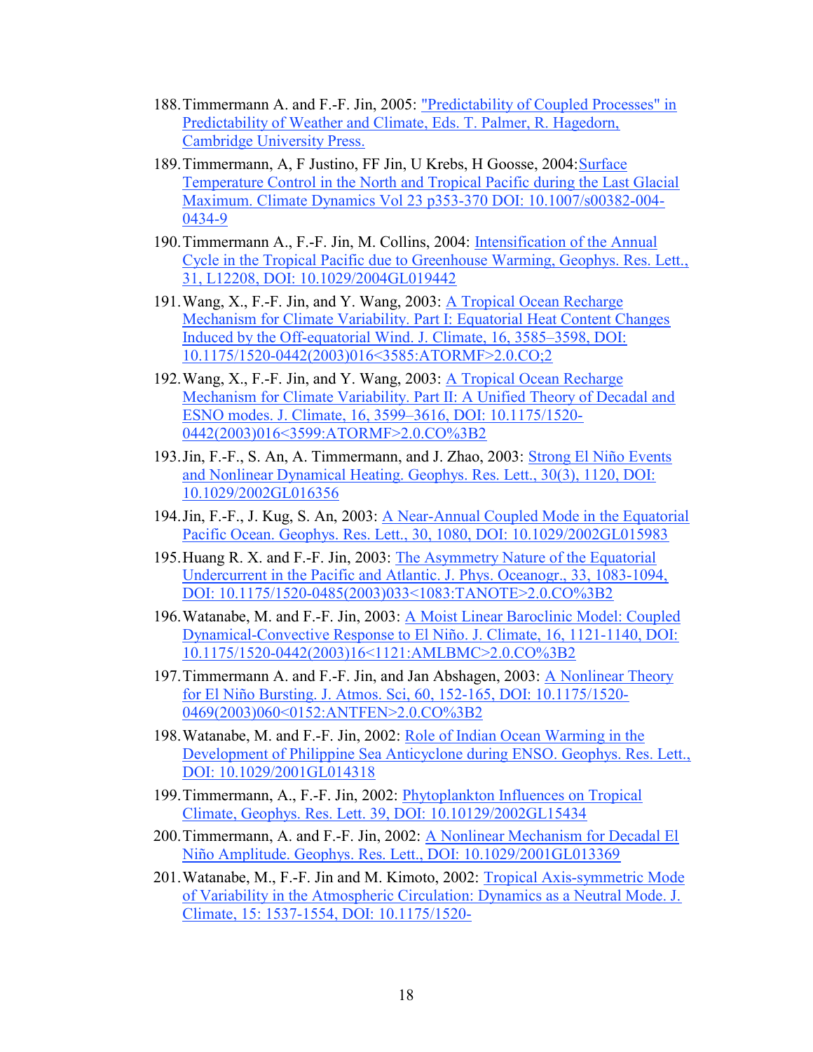188. Timmermann A. and F.-F. Jin, 2005: "Predictability of Coupled Processes" in Predictability of Weather and Climate, Eds. T. Palmer, R. Hagedorn, Cambridge University Press.

189. Timmermann, A, F Justino, FF Jin, U Krebs, H Goosse, 2004: Surface Temperature Control in the North and Tropical Pacific during the Last Glacial Maximum. Climate Dynamics Vol 23 p353-370 DOI: 10.1007/s00382-004-0434-9

190. Timmermann A., F.-F. Jin, M. Collins, 2004: Intensification of the Annual Cycle in the Tropical Pacific due to Greenhouse Warming, Geophys. Res. Lett., 31, L12208, DOI: 10.1029/2004GL019442

191. Wang, X., F.-F. Jin, and Y. Wang, 2003: A Tropical Ocean Recharge Mechanism for Climate Variability. Part I: Equatorial Heat Content Changes Induced by the Off-equatorial Wind. J. Climate, 16, 3585–3598, DOI: 10.1175/1520-0442(2003)016<3585:ATORMF>2.0.CO;2

192. Wang, X., F.-F. Jin, and Y. Wang, 2003: A Tropical Ocean Recharge Mechanism for Climate Variability. Part II: A Unified Theory of Decadal and ESNO modes. J. Climate, 16, 3599–3616, DOI: 10.1175/1520-0442(2003)016<3599:ATORMF>2.0.CO%3B2

193. Jin, F.-F., S. An, A. Timmermann, and J. Zhao, 2003: Strong El Niño Events and Nonlinear Dynamical Heating. Geophys. Res. Lett., 30(3), 1120, DOI: 10.1029/2002GL016356

194. Jin, F.-F., J. Kug, S. An, 2003: A Near-Annual Coupled Mode in the Equatorial Pacific Ocean. Geophys. Res. Lett., 30, 1080, DOI: 10.1029/2002GL015983

195. Huang R. X. and F.-F. Jin, 2003: The Asymmetry Nature of the Equatorial Undercurrent in the Pacific and Atlantic. J. Phys. Oceanogr., 33, 1083-1094, DOI: 10.1175/1520-0485(2003)033<1083:TANOTE>2.0.CO%3B2

196. Watanabe, M. and F.-F. Jin, 2003: A Moist Linear Baroclinic Model: Coupled Dynamical-Convective Response to El Niño. J. Climate, 16, 1121-1140, DOI: 10.1175/1520-0442(2003)16<1121:AMLBMC>2.0.CO%3B2

197. Timmermann A. and F.-F. Jin, and Jan Abshagen, 2003: A Nonlinear Theory for El Niño Bursting. J. Atmos. Sci, 60, 152-165, DOI: 10.1175/1520-0469(2003)060<0152:ANTFEN>2.0.CO%3B2

198. Watanabe, M. and F.-F. Jin, 2002: Role of Indian Ocean Warming in the Development of Philippine Sea Anticyclone during ENSO. Geophys. Res. Lett., DOI: 10.1029/2001GL014318

199. Timmermann, A., F.-F. Jin, 2002: Phytoplankton Influences on Tropical Climate, Geophys. Res. Lett. 39, DOI: 10.10129/2002GL15434

200. Timmermann, A. and F.-F. Jin, 2002: A Nonlinear Mechanism for Decadal El Niño Amplitude. Geophys. Res. Lett., DOI: 10.1029/2001GL013369

201. Watanabe, M., F.-F. Jin and M. Kimoto, 2002: Tropical Axis-symmetric Mode of Variability in the Atmospheric Circulation: Dynamics as a Neutral Mode. J. Climate, 15: 1537-1554, DOI: 10.1175/1520-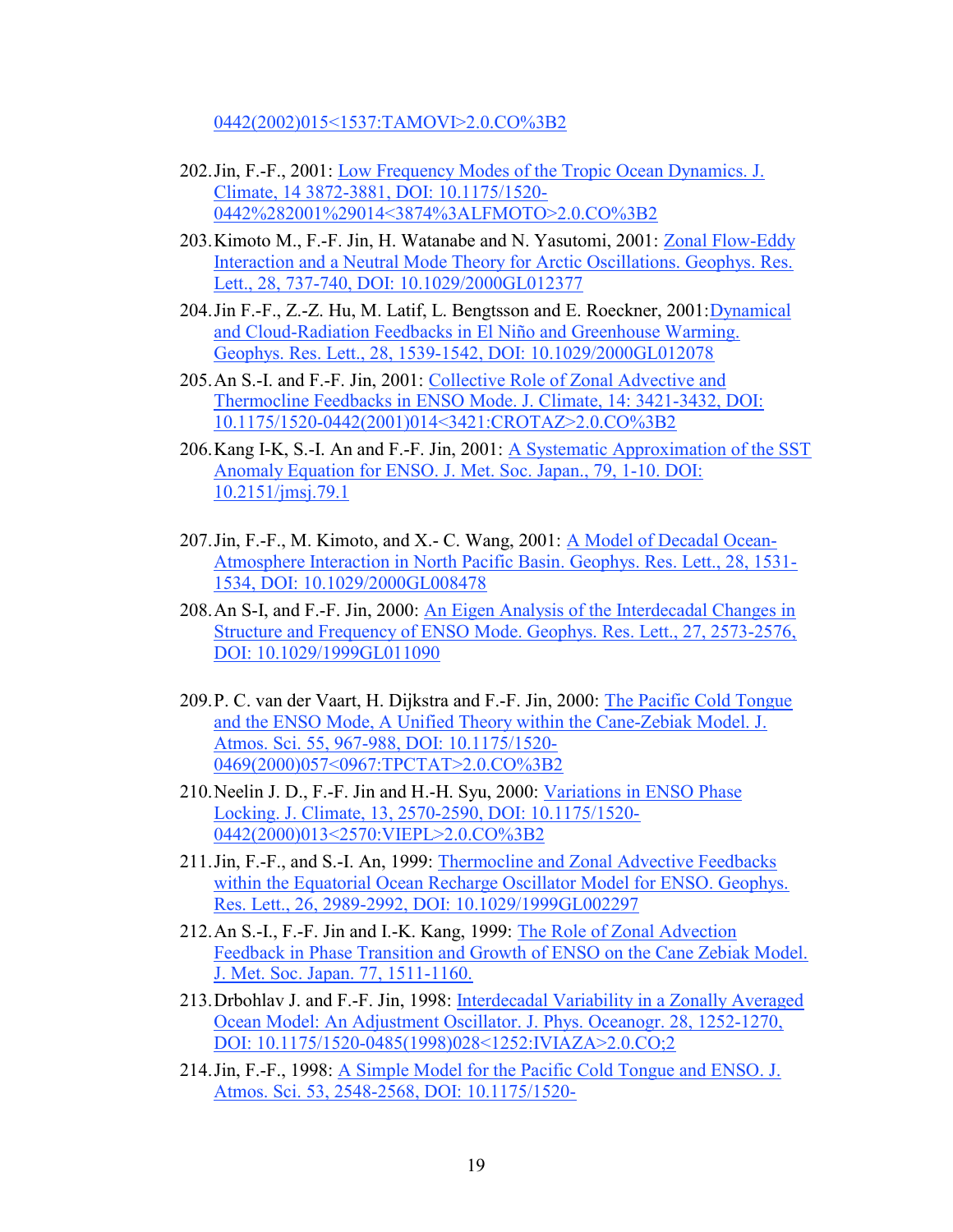0442(2002)015<1537:TAMOVI>2.0.CO%3B2

202. Jin, F.-F., 2001: Low Frequency Modes of the Tropic Ocean Dynamics. J. Climate, 14 3872-3881, DOI: 10.1175/1520-0442%282001%29014<3874%3ALFMOTO>2.0.CO%3B2
203. Kimoto M., F.-F. Jin, H. Watanabe and N. Yasutomi, 2001: Zonal Flow-Eddy Interaction and a Neutral Mode Theory for Arctic Oscillations. Geophys. Res. Lett., 28, 737-740, DOI: 10.1029/2000GL012377
204. Jin F.-F., Z.-Z. Hu, M. Latif, L. Bengtsson and E. Roeckner, 2001: Dynamical and Cloud-Radiation Feedbacks in El Niño and Greenhouse Warming. Geophys. Res. Lett., 28, 1539-1542, DOI: 10.1029/2000GL012078
205. An S.-I. and F.-F. Jin, 2001: Collective Role of Zonal Advective and Thermocline Feedbacks in ENSO Mode. J. Climate, 14: 3421-3432, DOI: 10.1175/1520-0442(2001)014<3421:CROTAZ>2.0.CO%3B2
206. Kang I-K, S.-I. An and F.-F. Jin, 2001: A Systematic Approximation of the SST Anomaly Equation for ENSO. J. Met. Soc. Japan., 79, 1-10. DOI: 10.2151/jmsj.79.1
207. Jin, F.-F., M. Kimoto, and X.- C. Wang, 2001: A Model of Decadal Ocean-Atmosphere Interaction in North Pacific Basin. Geophys. Res. Lett., 28, 1531-1534, DOI: 10.1029/2000GL008478
208. An S-I, and F.-F. Jin, 2000: An Eigen Analysis of the Interdecadal Changes in Structure and Frequency of ENSO Mode. Geophys. Res. Lett., 27, 2573-2576, DOI: 10.1029/1999GL011090
209. P. C. van der Vaart, H. Dijkstra and F.-F. Jin, 2000: The Pacific Cold Tongue and the ENSO Mode, A Unified Theory within the Cane-Zebiak Model. J. Atmos. Sci. 55, 967-988, DOI: 10.1175/1520-0469(2000)057<0967:TPCTAT>2.0.CO%3B2
210. Neelin J. D., F.-F. Jin and H.-H. Syu, 2000: Variations in ENSO Phase Locking. J. Climate, 13, 2570-2590, DOI: 10.1175/1520-0442(2000)013<2570:VIEPL>2.0.CO%3B2
211. Jin, F.-F., and S.-I. An, 1999: Thermocline and Zonal Advective Feedbacks within the Equatorial Ocean Recharge Oscillator Model for ENSO. Geophys. Res. Lett., 26, 2989-2992, DOI: 10.1029/1999GL002297
212. An S.-I., F.-F. Jin and I.-K. Kang, 1999: The Role of Zonal Advection Feedback in Phase Transition and Growth of ENSO on the Cane Zebiak Model. J. Met. Soc. Japan. 77, 1511-1160.
213. Drbohlav J. and F.-F. Jin, 1998: Interdecadal Variability in a Zonally Averaged Ocean Model: An Adjustment Oscillator. J. Phys. Oceanogr. 28, 1252-1270, DOI: 10.1175/1520-0485(1998)028<1252:IVIAZA>2.0.CO;2
214. Jin, F.-F., 1998: A Simple Model for the Pacific Cold Tongue and ENSO. J. Atmos. Sci. 53, 2548-2568, DOI: 10.1175/1520-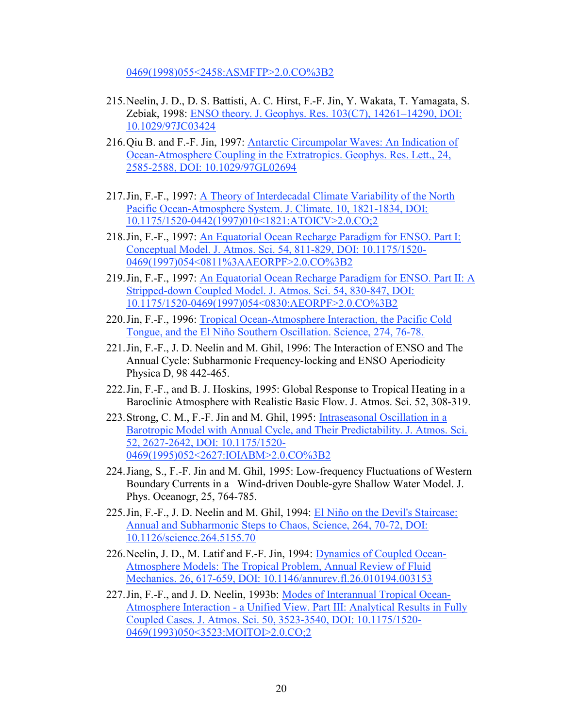0469(1998)055<2458:ASMFTP>2.0.CO%3B2

215. Neelin, J. D., D. S. Battisti, A. C. Hirst, F.-F. Jin, Y. Wakata, T. Yamagata, S. Zebiak, 1998: ENSO theory. J. Geophys. Res. 103(C7), 14261–14290, DOI: 10.1029/97JC03424

216. Qiu B. and F.-F. Jin, 1997: Antarctic Circumpolar Waves: An Indication of Ocean-Atmosphere Coupling in the Extratropics. Geophys. Res. Lett., 24, 2585-2588, DOI: 10.1029/97GL02694

217. Jin, F.-F., 1997: A Theory of Interdecadal Climate Variability of the North Pacific Ocean-Atmosphere System. J. Climate. 10, 1821-1834, DOI: 10.1175/1520-0442(1997)010<1821:ATOICV>2.0.CO;2

218. Jin, F.-F., 1997: An Equatorial Ocean Recharge Paradigm for ENSO. Part I: Conceptual Model. J. Atmos. Sci. 54, 811-829, DOI: 10.1175/1520-0469(1997)054<0811%3AAEORPF>2.0.CO%3B2

219. Jin, F.-F., 1997: An Equatorial Ocean Recharge Paradigm for ENSO. Part II: A Stripped-down Coupled Model. J. Atmos. Sci. 54, 830-847, DOI: 10.1175/1520-0469(1997)054<0830:AEORPF>2.0.CO%3B2

220. Jin, F.-F., 1996: Tropical Ocean-Atmosphere Interaction, the Pacific Cold Tongue, and the El Niño Southern Oscillation. Science, 274, 76-78.

221. Jin, F.-F., J. D. Neelin and M. Ghil, 1996: The Interaction of ENSO and The Annual Cycle: Subharmonic Frequency-locking and ENSO Aperiodicity Physica D, 98 442-465.

222. Jin, F.-F., and B. J. Hoskins, 1995: Global Response to Tropical Heating in a Baroclinic Atmosphere with Realistic Basic Flow. J. Atmos. Sci. 52, 308-319.

223. Strong, C. M., F.-F. Jin and M. Ghil, 1995: Intraseasonal Oscillation in a Barotropic Model with Annual Cycle, and Their Predictability. J. Atmos. Sci. 52, 2627-2642, DOI: 10.1175/1520-0469(1995)052<2627:IOIABM>2.0.CO%3B2

224. Jiang, S., F.-F. Jin and M. Ghil, 1995: Low-frequency Fluctuations of Western Boundary Currents in a Wind-driven Double-gyre Shallow Water Model. J. Phys. Oceanogr, 25, 764-785.

225. Jin, F.-F., J. D. Neelin and M. Ghil, 1994: El Niño on the Devil's Staircase: Annual and Subharmonic Steps to Chaos, Science, 264, 70-72, DOI: 10.1126/science.264.5155.70

226. Neelin, J. D., M. Latif and F.-F. Jin, 1994: Dynamics of Coupled Ocean-Atmosphere Models: The Tropical Problem, Annual Review of Fluid Mechanics. 26, 617-659, DOI: 10.1146/annurev.fl.26.010194.003153

227. Jin, F.-F., and J. D. Neelin, 1993b: Modes of Interannual Tropical Ocean-Atmosphere Interaction - a Unified View. Part III: Analytical Results in Fully Coupled Cases. J. Atmos. Sci. 50, 3523-3540, DOI: 10.1175/1520-0469(1993)050<3523:MOITOI>2.0.CO;2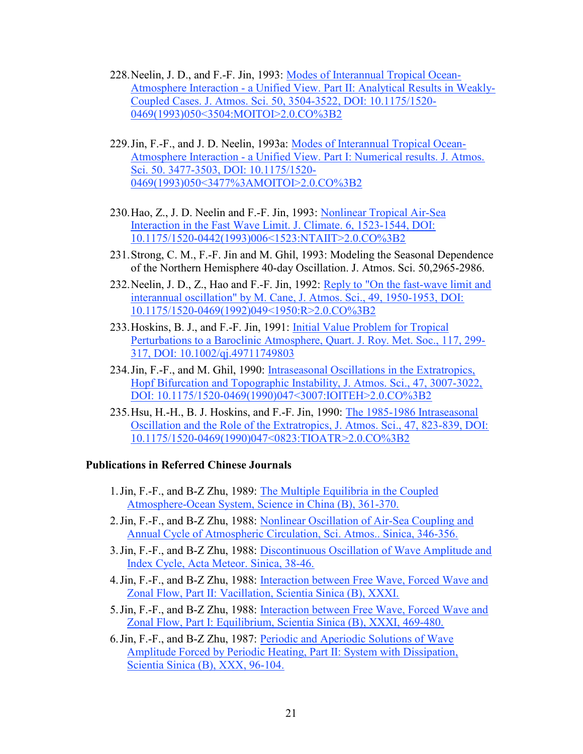228. Neelin, J. D., and F.-F. Jin, 1993: Modes of Interannual Tropical Ocean-Atmosphere Interaction - a Unified View. Part II: Analytical Results in Weakly-Coupled Cases. J. Atmos. Sci. 50, 3504-3522, DOI: 10.1175/1520-0469(1993)050<3504:MOITOI>2.0.CO%3B2

229. Jin, F.-F., and J. D. Neelin, 1993a: Modes of Interannual Tropical Ocean-Atmosphere Interaction - a Unified View. Part I: Numerical results. J. Atmos. Sci. 50. 3477-3503, DOI: 10.1175/1520-0469(1993)050<3477%3AMOITOI>2.0.CO%3B2

230. Hao, Z., J. D. Neelin and F.-F. Jin, 1993: Nonlinear Tropical Air-Sea Interaction in the Fast Wave Limit. J. Climate. 6, 1523-1544, DOI: 10.1175/1520-0442(1993)006<1523:NTAIIT>2.0.CO%3B2

231. Strong, C. M., F.-F. Jin and M. Ghil, 1993: Modeling the Seasonal Dependence of the Northern Hemisphere 40-day Oscillation. J. Atmos. Sci. 50,2965-2986.

232. Neelin, J. D., Z., Hao and F.-F. Jin, 1992: Reply to "On the fast-wave limit and interannual oscillation" by M. Cane, J. Atmos. Sci., 49, 1950-1953, DOI: 10.1175/1520-0469(1992)049<1950:R>2.0.CO%3B2

233. Hoskins, B. J., and F.-F. Jin, 1991: Initial Value Problem for Tropical Perturbations to a Baroclinic Atmosphere, Quart. J. Roy. Met. Soc., 117, 299-317, DOI: 10.1002/qj.49711749803

234. Jin, F.-F., and M. Ghil, 1990: Intraseasonal Oscillations in the Extratropics, Hopf Bifurcation and Topographic Instability, J. Atmos. Sci., 47, 3007-3022, DOI: 10.1175/1520-0469(1990)047<3007:IOITEH>2.0.CO%3B2

235. Hsu, H.-H., B. J. Hoskins, and F.-F. Jin, 1990: The 1985-1986 Intraseasonal Oscillation and the Role of the Extratropics, J. Atmos. Sci., 47, 823-839, DOI: 10.1175/1520-0469(1990)047<0823:TIOATR>2.0.CO%3B2

**Publications in Referred Chinese Journals**

1. Jin, F.-F., and B-Z Zhu, 1989: The Multiple Equilibria in the Coupled Atmosphere-Ocean System, Science in China (B), 361-370.
2. Jin, F.-F., and B-Z Zhu, 1988: Nonlinear Oscillation of Air-Sea Coupling and Annual Cycle of Atmospheric Circulation, Sci. Atmos.. Sinica, 346-356.
3. Jin, F.-F., and B-Z Zhu, 1988: Discontinuous Oscillation of Wave Amplitude and Index Cycle, Acta Meteor. Sinica, 38-46.
4. Jin, F.-F., and B-Z Zhu, 1988: Interaction between Free Wave, Forced Wave and Zonal Flow, Part II: Vacillation, Scientia Sinica (B), XXXI.
5. Jin, F.-F., and B-Z Zhu, 1988: Interaction between Free Wave, Forced Wave and Zonal Flow, Part I: Equilibrium, Scientia Sinica (B), XXXI, 469-480.
6. Jin, F.-F., and B-Z Zhu, 1987: Periodic and Aperiodic Solutions of Wave Amplitude Forced by Periodic Heating, Part II: System with Dissipation, Scientia Sinica (B), XXX, 96-104.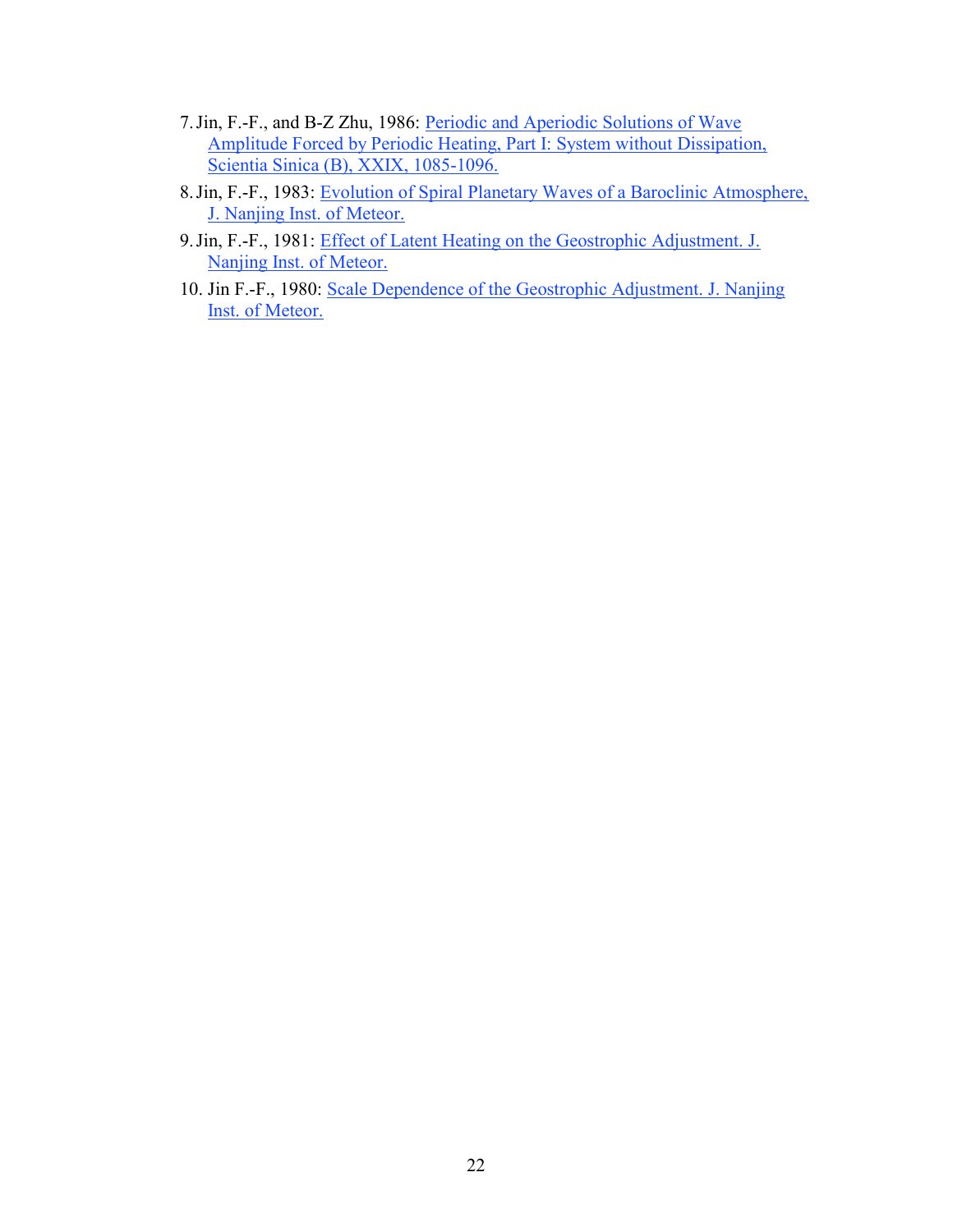7. Jin, F.-F., and B-Z Zhu, 1986: Periodic and Aperiodic Solutions of Wave Amplitude Forced by Periodic Heating, Part I: System without Dissipation, Scientia Sinica (B), XXIX, 1085-1096.
8. Jin, F.-F., 1983: Evolution of Spiral Planetary Waves of a Baroclinic Atmosphere, J. Nanjing Inst. of Meteor.
9. Jin, F.-F., 1981: Effect of Latent Heating on the Geostrophic Adjustment. J. Nanjing Inst. of Meteor.
10. Jin F.-F., 1980: Scale Dependence of the Geostrophic Adjustment. J. Nanjing Inst. of Meteor.